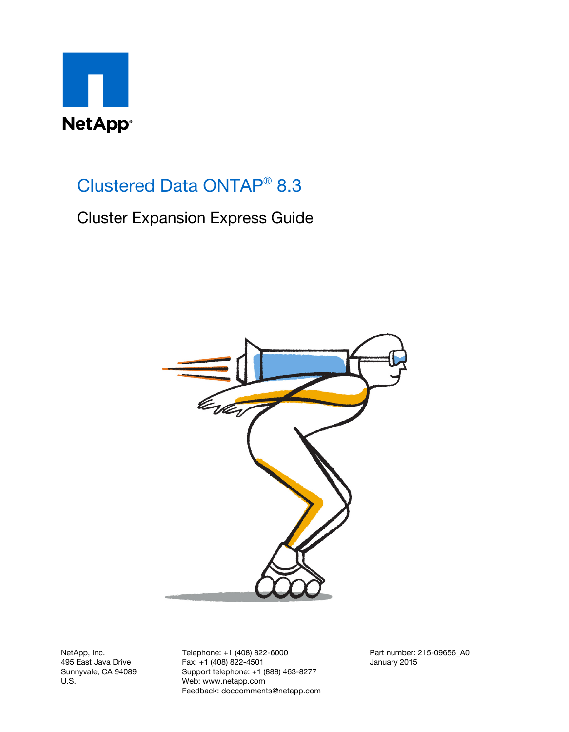NetApp®

# Clustered Data ONTAP® 8.3

## Cluster Expansion Express Guide

NetApp, Inc.
495 East Java Drive
Sunnyvale, CA 94089
U.S.

Telephone: +1 (408) 822-6000
Fax: +1 (408) 822-4501
Support telephone: +1 (888) 463-8277
Web: www.netapp.com
Feedback: doccomments@netapp.com

Part number: 215-09656_A0
January 2015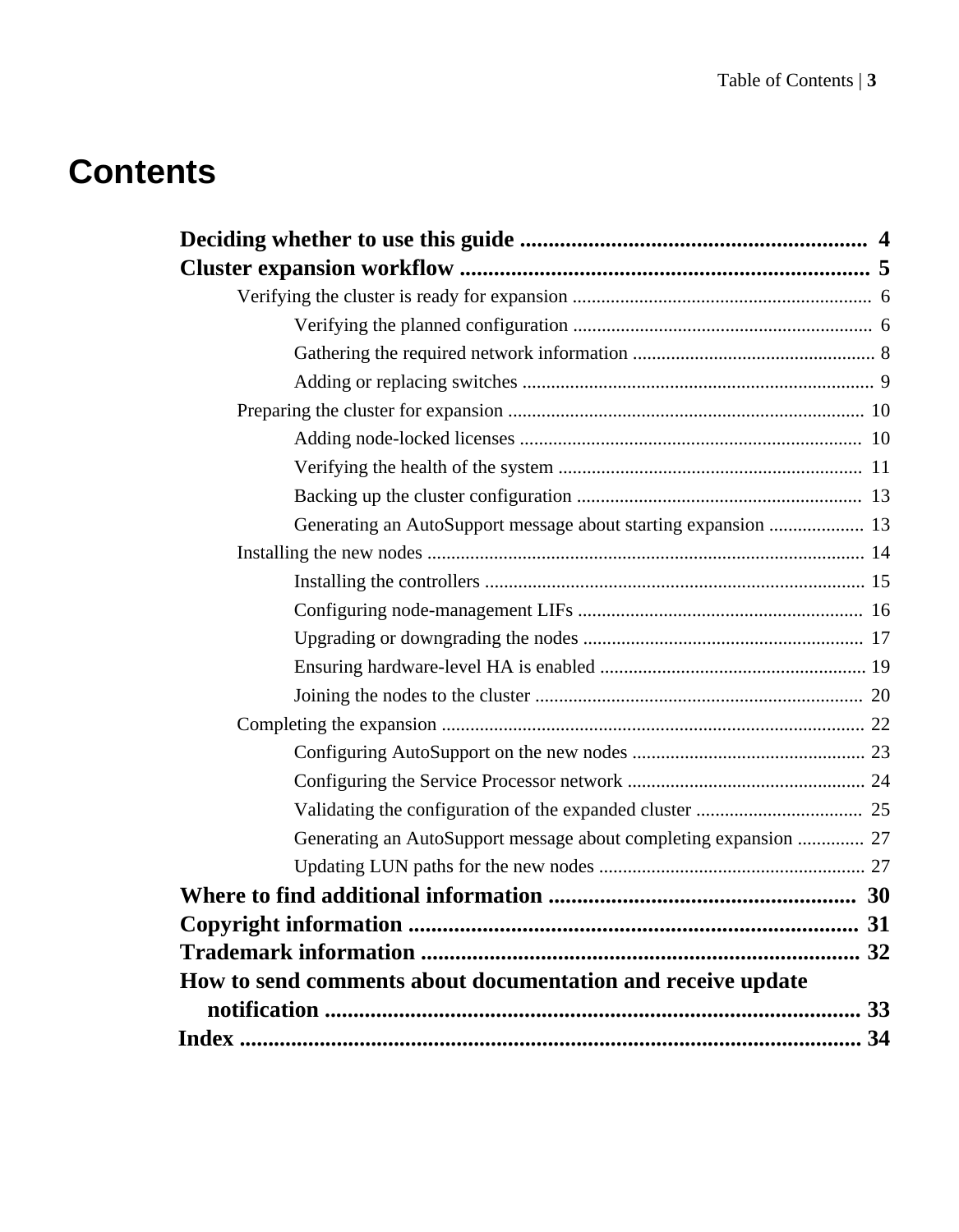# Contents

**Deciding whether to use this guide** .............................................................. 4

**Cluster expansion workflow** ........................................................................ 5

- Verifying the cluster is ready for expansion ............................................................... 6
  - Verifying the planned configuration ............................................................... 6
  - Gathering the required network information .................................................. 8
  - Adding or replacing switches .......................................................................... 9
- Preparing the cluster for expansion .......................................................................... 10
  - Adding node-locked licenses ........................................................................ 10
  - Verifying the health of the system ................................................................ 11
  - Backing up the cluster configuration ............................................................ 13
  - Generating an AutoSupport message about starting expansion .................... 13
- Installing the new nodes ........................................................................................... 14
  - Installing the controllers ................................................................................ 15
  - Configuring node-management LIFs ............................................................ 16
  - Upgrading or downgrading the nodes ........................................................... 17
  - Ensuring hardware-level HA is enabled ........................................................ 19
  - Joining the nodes to the cluster ..................................................................... 20
- Completing the expansion ........................................................................................ 22
  - Configuring AutoSupport on the new nodes ................................................. 23
  - Configuring the Service Processor network .................................................. 24
  - Validating the configuration of the expanded cluster ................................... 25
  - Generating an AutoSupport message about completing expansion .............. 27
  - Updating LUN paths for the new nodes ........................................................ 27

**Where to find additional information** ....................................................... 30

**Copyright information** ................................................................................ 31

**Trademark information** .............................................................................. 32

**How to send comments about documentation and receive update notification** ................................................................................................ 33

**Index** .............................................................................................................. 34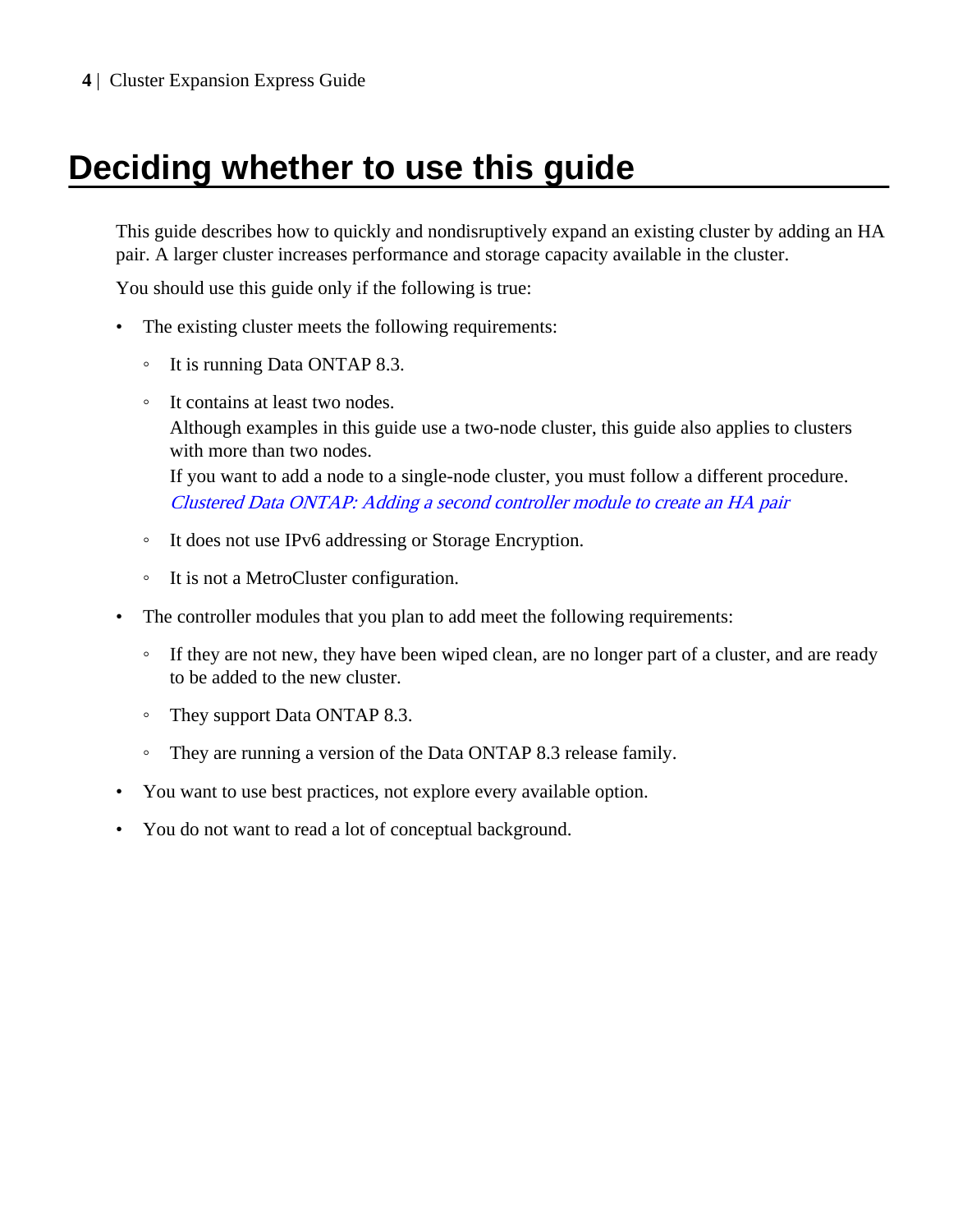# Deciding whether to use this guide

This guide describes how to quickly and nondisruptively expand an existing cluster by adding an HA pair. A larger cluster increases performance and storage capacity available in the cluster.

You should use this guide only if the following is true:

- The existing cluster meets the following requirements:
  - It is running Data ONTAP 8.3.
  - It contains at least two nodes.
    Although examples in this guide use a two-node cluster, this guide also applies to clusters with more than two nodes.
    If you want to add a node to a single-node cluster, you must follow a different procedure.
    *Clustered Data ONTAP: Adding a second controller module to create an HA pair*
  - It does not use IPv6 addressing or Storage Encryption.
  - It is not a MetroCluster configuration.
- The controller modules that you plan to add meet the following requirements:
  - If they are not new, they have been wiped clean, are no longer part of a cluster, and are ready to be added to the new cluster.
  - They support Data ONTAP 8.3.
  - They are running a version of the Data ONTAP 8.3 release family.
- You want to use best practices, not explore every available option.
- You do not want to read a lot of conceptual background.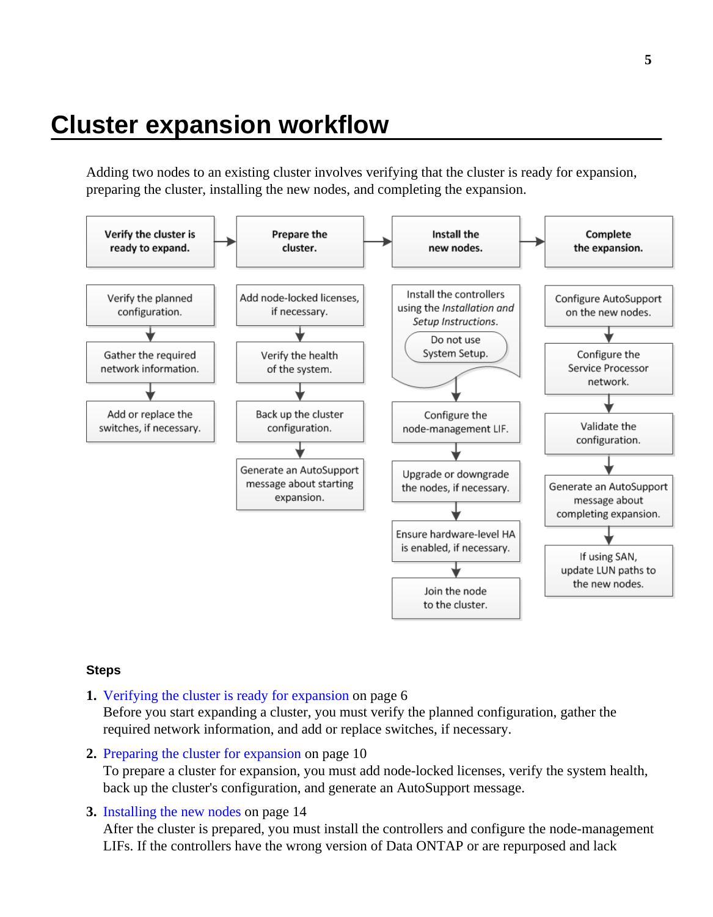# Cluster expansion workflow

Adding two nodes to an existing cluster involves verifying that the cluster is ready for expansion, preparing the cluster, installing the new nodes, and completing the expansion.

| Verify the cluster is ready to expand. | Prepare the cluster. | Install the new nodes. | Complete the expansion. |
|---|---|---|---|
| Verify the planned configuration. | Add node-locked licenses, if necessary. | Install the controllers using the *Installation and Setup Instructions*. Do not use System Setup. | Configure AutoSupport on the new nodes. |
| Gather the required network information. | Verify the health of the system. | Configure the node-management LIF. | Configure the Service Processor network. |
| Add or replace the switches, if necessary. | Back up the cluster configuration. | Upgrade or downgrade the nodes, if necessary. | Validate the configuration. |
| | Generate an AutoSupport message about starting expansion. | Ensure hardware-level HA is enabled, if necessary. | Generate an AutoSupport message about completing expansion. |
| | | Join the node to the cluster. | If using SAN, update LUN paths to the new nodes. |

### Steps

1. Verifying the cluster is ready for expansion on page 6
   Before you start expanding a cluster, you must verify the planned configuration, gather the required network information, and add or replace switches, if necessary.
2. Preparing the cluster for expansion on page 10
   To prepare a cluster for expansion, you must add node-locked licenses, verify the system health, back up the cluster's configuration, and generate an AutoSupport message.
3. Installing the new nodes on page 14
   After the cluster is prepared, you must install the controllers and configure the node-management LIFs. If the controllers have the wrong version of Data ONTAP or are repurposed and lack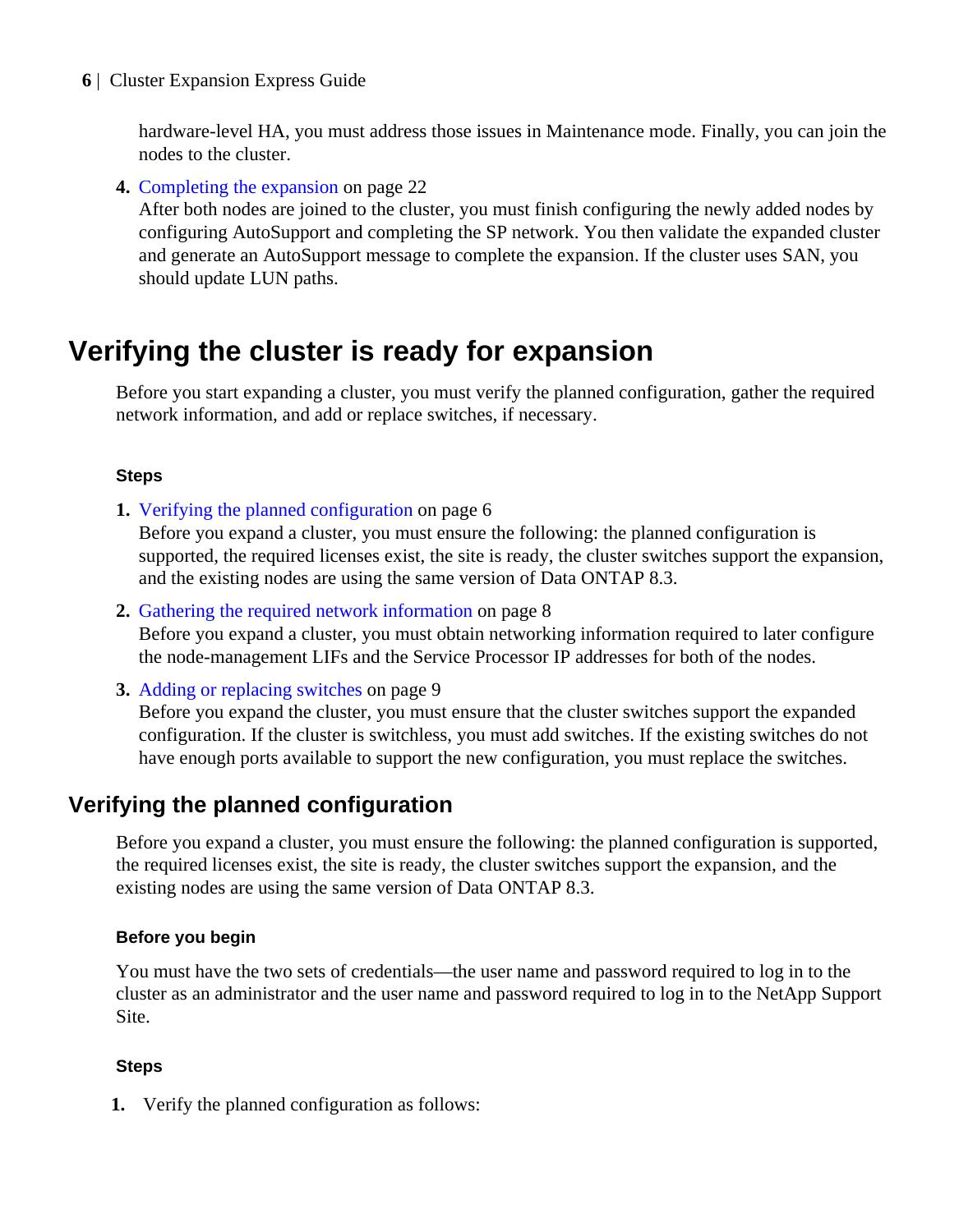hardware-level HA, you must address those issues in Maintenance mode. Finally, you can join the nodes to the cluster.

4. Completing the expansion on page 22
   After both nodes are joined to the cluster, you must finish configuring the newly added nodes by configuring AutoSupport and completing the SP network. You then validate the expanded cluster and generate an AutoSupport message to complete the expansion. If the cluster uses SAN, you should update LUN paths.

# Verifying the cluster is ready for expansion

Before you start expanding a cluster, you must verify the planned configuration, gather the required network information, and add or replace switches, if necessary.

#### Steps

1. Verifying the planned configuration on page 6
   Before you expand a cluster, you must ensure the following: the planned configuration is supported, the required licenses exist, the site is ready, the cluster switches support the expansion, and the existing nodes are using the same version of Data ONTAP 8.3.
2. Gathering the required network information on page 8
   Before you expand a cluster, you must obtain networking information required to later configure the node-management LIFs and the Service Processor IP addresses for both of the nodes.
3. Adding or replacing switches on page 9
   Before you expand the cluster, you must ensure that the cluster switches support the expanded configuration. If the cluster is switchless, you must add switches. If the existing switches do not have enough ports available to support the new configuration, you must replace the switches.

## Verifying the planned configuration

Before you expand a cluster, you must ensure the following: the planned configuration is supported, the required licenses exist, the site is ready, the cluster switches support the expansion, and the existing nodes are using the same version of Data ONTAP 8.3.

#### Before you begin

You must have the two sets of credentials—the user name and password required to log in to the cluster as an administrator and the user name and password required to log in to the NetApp Support Site.

#### Steps

1. Verify the planned configuration as follows: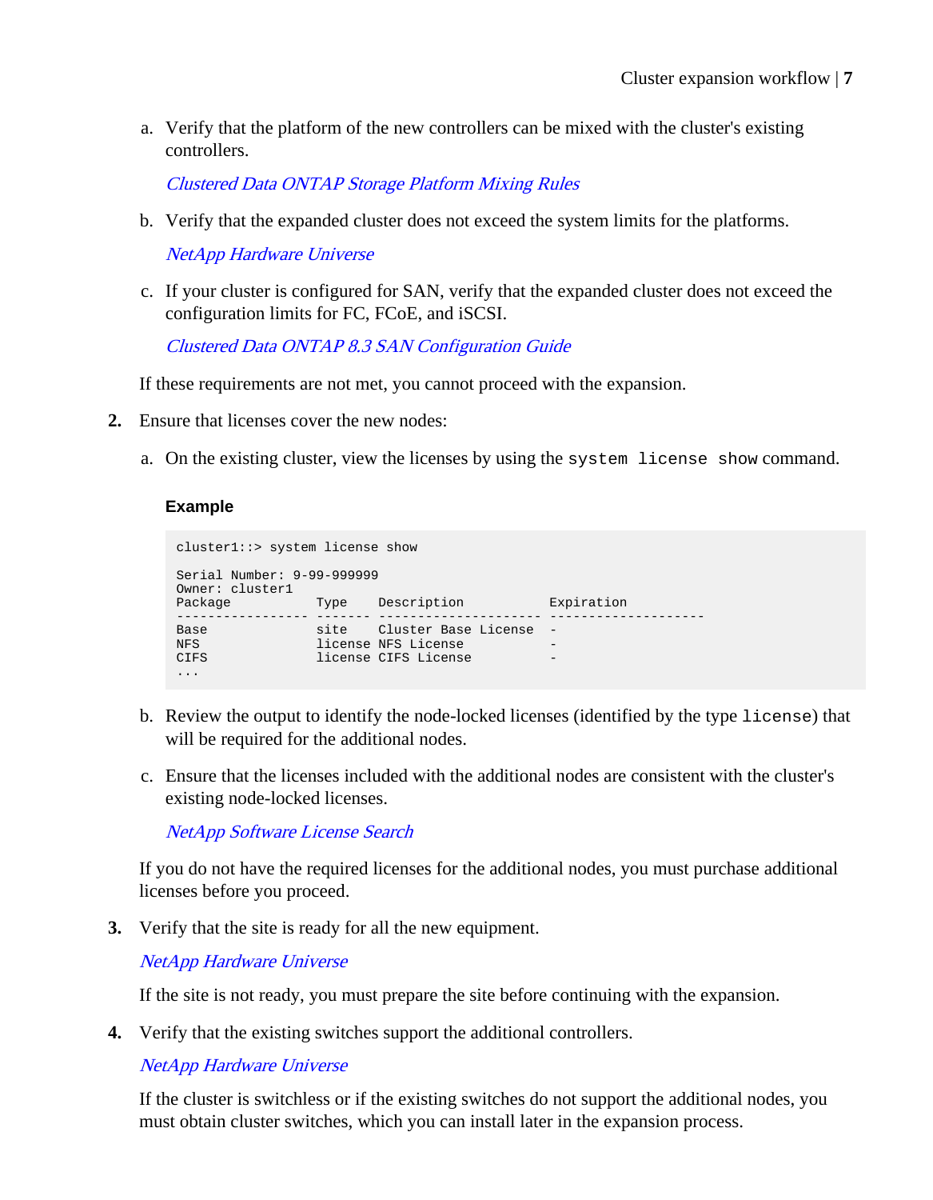a. Verify that the platform of the new controllers can be mixed with the cluster's existing controllers.

   *Clustered Data ONTAP Storage Platform Mixing Rules*

b. Verify that the expanded cluster does not exceed the system limits for the platforms.

   *NetApp Hardware Universe*

c. If your cluster is configured for SAN, verify that the expanded cluster does not exceed the configuration limits for FC, FCoE, and iSCSI.

   *Clustered Data ONTAP 8.3 SAN Configuration Guide*

If these requirements are not met, you cannot proceed with the expansion.

**2.** Ensure that licenses cover the new nodes:

a. On the existing cluster, view the licenses by using the `system license show` command.

   **Example**

```
cluster1::> system license show

Serial Number: 9-99-999999
Owner: cluster1
Package           Type    Description           Expiration
----------------- ------- --------------------- --------------------
Base              site    Cluster Base License  -
NFS               license NFS License           -
CIFS              license CIFS License          -
...
```

b. Review the output to identify the node-locked licenses (identified by the type `license`) that will be required for the additional nodes.

c. Ensure that the licenses included with the additional nodes are consistent with the cluster's existing node-locked licenses.

   *NetApp Software License Search*

If you do not have the required licenses for the additional nodes, you must purchase additional licenses before you proceed.

**3.** Verify that the site is ready for all the new equipment.

*NetApp Hardware Universe*

If the site is not ready, you must prepare the site before continuing with the expansion.

**4.** Verify that the existing switches support the additional controllers.

*NetApp Hardware Universe*

If the cluster is switchless or if the existing switches do not support the additional nodes, you must obtain cluster switches, which you can install later in the expansion process.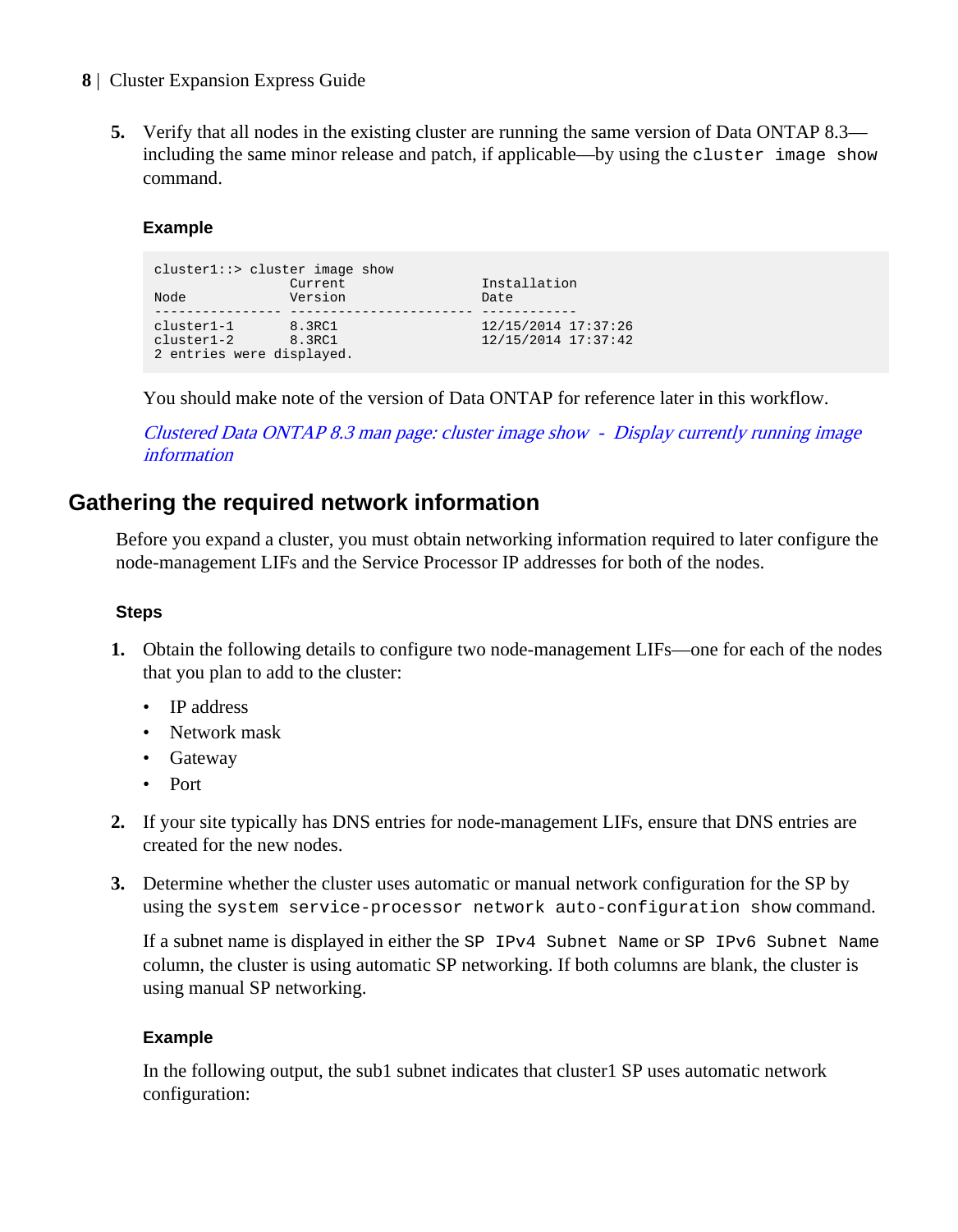5. Verify that all nodes in the existing cluster are running the same version of Data ONTAP 8.3—including the same minor release and patch, if applicable—by using the `cluster image show` command.

   **Example**

   ```
   cluster1::> cluster image show
                    Current                 Installation
   Node             Version                 Date
   ---------------- ----------------------- ------------
   cluster1-1       8.3RC1                  12/15/2014 17:37:26
   cluster1-2       8.3RC1                  12/15/2014 17:37:42
   2 entries were displayed.
   ```

   You should make note of the version of Data ONTAP for reference later in this workflow.

   *Clustered Data ONTAP 8.3 man page: cluster image show - Display currently running image information*

## Gathering the required network information

Before you expand a cluster, you must obtain networking information required to later configure the node-management LIFs and the Service Processor IP addresses for both of the nodes.

### Steps

1. Obtain the following details to configure two node-management LIFs—one for each of the nodes that you plan to add to the cluster:
   - IP address
   - Network mask
   - Gateway
   - Port
2. If your site typically has DNS entries for node-management LIFs, ensure that DNS entries are created for the new nodes.
3. Determine whether the cluster uses automatic or manual network configuration for the SP by using the `system service-processor network auto-configuration show` command.

   If a subnet name is displayed in either the `SP IPv4 Subnet Name` or `SP IPv6 Subnet Name` column, the cluster is using automatic SP networking. If both columns are blank, the cluster is using manual SP networking.

   **Example**

   In the following output, the sub1 subnet indicates that cluster1 SP uses automatic network configuration: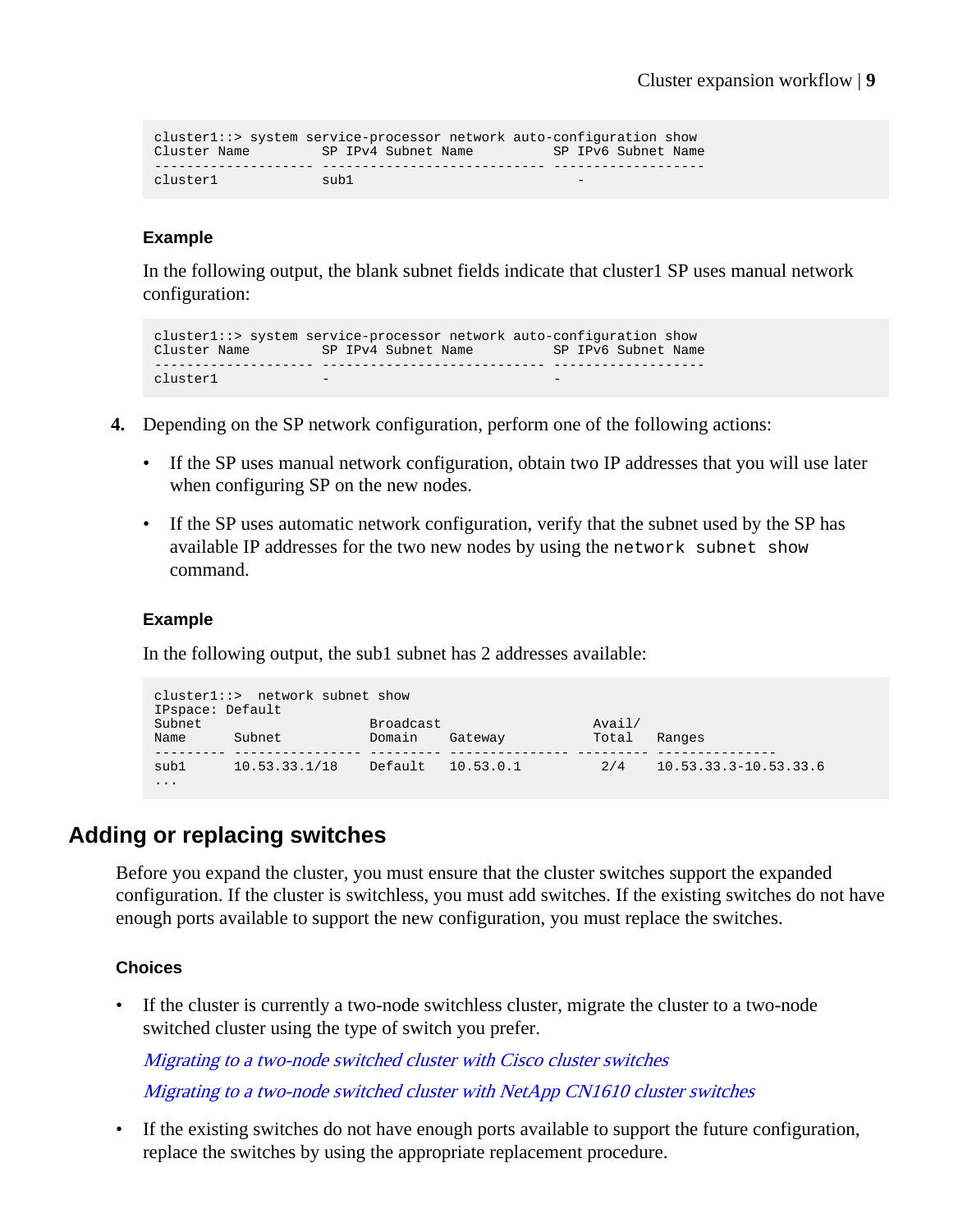```
cluster1::> system service-processor network auto-configuration show
Cluster Name         SP IPv4 Subnet Name          SP IPv6 Subnet Name
-------------------- ---------------------------- -------------------
cluster1             sub1                              -
```

#### Example

In the following output, the blank subnet fields indicate that cluster1 SP uses manual network configuration:

```
cluster1::> system service-processor network auto-configuration show
Cluster Name         SP IPv4 Subnet Name          SP IPv6 Subnet Name
-------------------- ---------------------------- -------------------
cluster1             -                            -
```

4. Depending on the SP network configuration, perform one of the following actions:

   - If the SP uses manual network configuration, obtain two IP addresses that you will use later when configuring SP on the new nodes.
   - If the SP uses automatic network configuration, verify that the subnet used by the SP has available IP addresses for the two new nodes by using the `network subnet show` command.

#### Example

In the following output, the sub1 subnet has 2 addresses available:

```
cluster1::>  network subnet show
IPspace: Default
Subnet                    Broadcast                    Avail/
Name      Subnet          Domain    Gateway            Total    Ranges
--------- --------------- --------- --------------- --------- ---------------
sub1      10.53.33.1/18   Default   10.53.0.1          2/4    10.53.33.3-10.53.33.6
...
```

## Adding or replacing switches

Before you expand the cluster, you must ensure that the cluster switches support the expanded configuration. If the cluster is switchless, you must add switches. If the existing switches do not have enough ports available to support the new configuration, you must replace the switches.

#### Choices

- If the cluster is currently a two-node switchless cluster, migrate the cluster to a two-node switched cluster using the type of switch you prefer.

  *Migrating to a two-node switched cluster with Cisco cluster switches*

  *Migrating to a two-node switched cluster with NetApp CN1610 cluster switches*

- If the existing switches do not have enough ports available to support the future configuration, replace the switches by using the appropriate replacement procedure.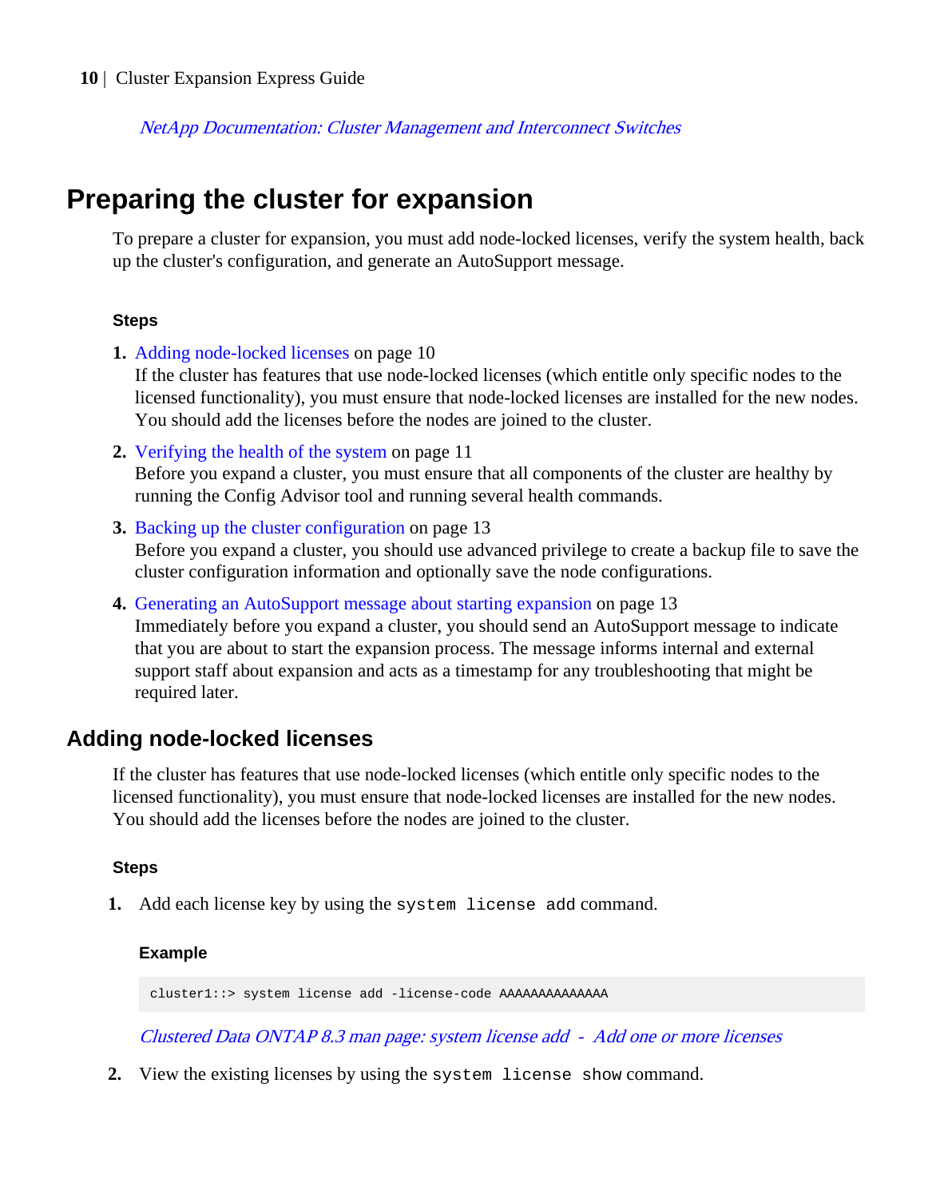*NetApp Documentation: Cluster Management and Interconnect Switches*

# Preparing the cluster for expansion

To prepare a cluster for expansion, you must add node-locked licenses, verify the system health, back up the cluster's configuration, and generate an AutoSupport message.

### Steps

1. Adding node-locked licenses on page 10
   If the cluster has features that use node-locked licenses (which entitle only specific nodes to the licensed functionality), you must ensure that node-locked licenses are installed for the new nodes. You should add the licenses before the nodes are joined to the cluster.
2. Verifying the health of the system on page 11
   Before you expand a cluster, you must ensure that all components of the cluster are healthy by running the Config Advisor tool and running several health commands.
3. Backing up the cluster configuration on page 13
   Before you expand a cluster, you should use advanced privilege to create a backup file to save the cluster configuration information and optionally save the node configurations.
4. Generating an AutoSupport message about starting expansion on page 13
   Immediately before you expand a cluster, you should send an AutoSupport message to indicate that you are about to start the expansion process. The message informs internal and external support staff about expansion and acts as a timestamp for any troubleshooting that might be required later.

## Adding node-locked licenses

If the cluster has features that use node-locked licenses (which entitle only specific nodes to the licensed functionality), you must ensure that node-locked licenses are installed for the new nodes. You should add the licenses before the nodes are joined to the cluster.

### Steps

1. Add each license key by using the `system license add` command.

   #### Example

   ```
   cluster1::> system license add -license-code AAAAAAAAAAAAAA
   ```

   *Clustered Data ONTAP 8.3 man page: system license add - Add one or more licenses*

2. View the existing licenses by using the `system license show` command.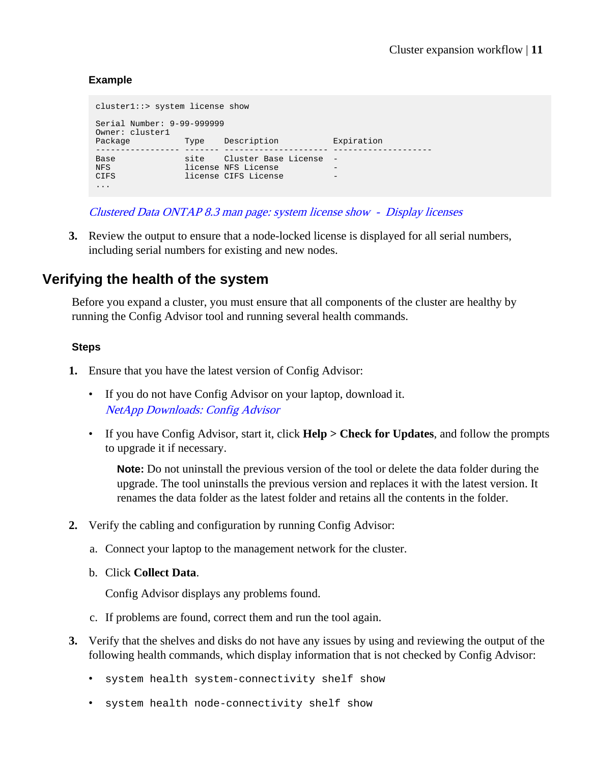#### Example

```
cluster1::> system license show

Serial Number: 9-99-999999
Owner: cluster1
Package           Type    Description           Expiration
----------------- ------- --------------------- --------------------
Base              site    Cluster Base License  -
NFS               license NFS License           -
CIFS              license CIFS License          -
...
```

*Clustered Data ONTAP 8.3 man page: system license show - Display licenses*

3. Review the output to ensure that a node-locked license is displayed for all serial numbers, including serial numbers for existing and new nodes.

## Verifying the health of the system

Before you expand a cluster, you must ensure that all components of the cluster are healthy by running the Config Advisor tool and running several health commands.

#### Steps

1. Ensure that you have the latest version of Config Advisor:
   - If you do not have Config Advisor on your laptop, download it.
     *NetApp Downloads: Config Advisor*
   - If you have Config Advisor, start it, click **Help > Check for Updates**, and follow the prompts to upgrade it if necessary.

     **Note:** Do not uninstall the previous version of the tool or delete the data folder during the upgrade. The tool uninstalls the previous version and replaces it with the latest version. It renames the data folder as the latest folder and retains all the contents in the folder.
2. Verify the cabling and configuration by running Config Advisor:
   a. Connect your laptop to the management network for the cluster.
   b. Click **Collect Data**.

      Config Advisor displays any problems found.
   c. If problems are found, correct them and run the tool again.
3. Verify that the shelves and disks do not have any issues by using and reviewing the output of the following health commands, which display information that is not checked by Config Advisor:
   - `system health system-connectivity shelf show`
   - `system health node-connectivity shelf show`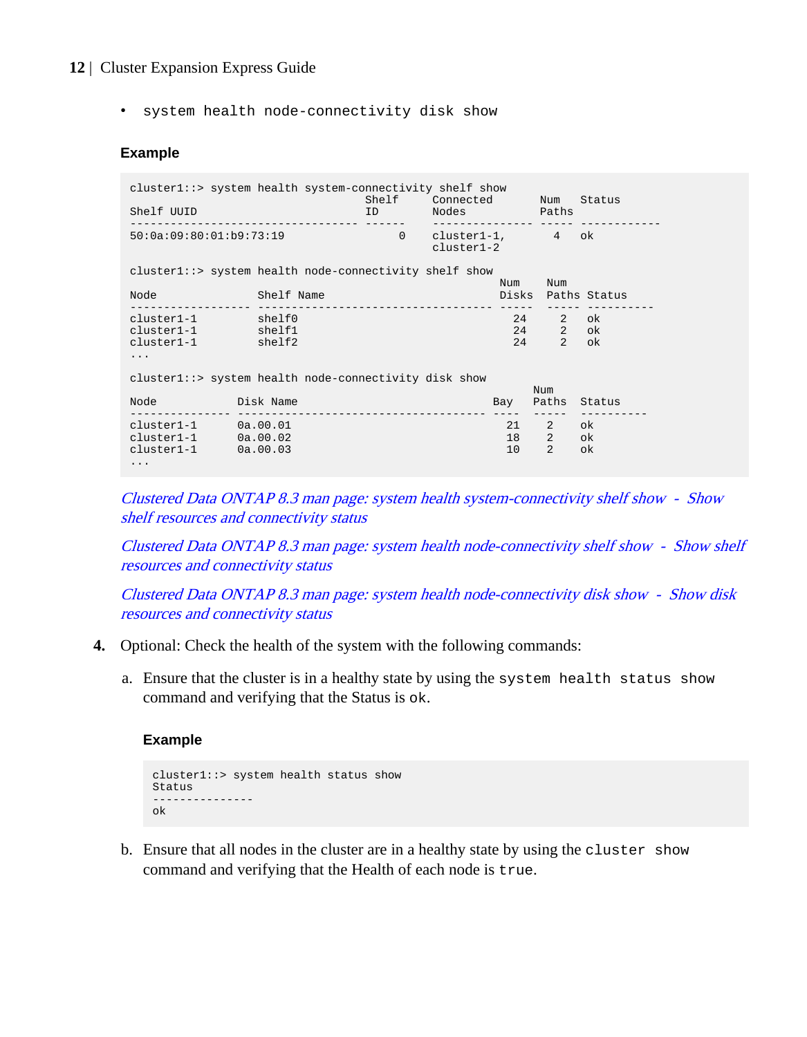- `system health node-connectivity disk show`

**Example**

```
cluster1::> system health system-connectivity shelf show
                                    Shelf     Connected        Num   Status
Shelf UUID                          ID        Nodes            Paths
----------------------------------- ------    --------------- ----- ------------
50:0a:09:80:01:b9:73:19                  0    cluster1-1,          4   ok
                                              cluster1-2

cluster1::> system health node-connectivity shelf show
                                                           Num    Num
Node              Shelf Name                               Disks  Paths Status
------------------ ----------------------------------- -----  ----- ----------
cluster1-1        shelf0                                     24     2   ok
cluster1-1        shelf1                                     24     2   ok
cluster1-1        shelf2                                     24     2   ok
...

cluster1::> system health node-connectivity disk show
                                                                Num
Node             Disk Name                               Bay   Paths   Status
--------------- ------------------------------------ ----  -----   ----------
cluster1-1       0a.00.01                                 21    2      ok
cluster1-1       0a.00.02                                 18    2      ok
cluster1-1       0a.00.03                                 10    2      ok
...
```

*Clustered Data ONTAP 8.3 man page: system health system-connectivity shelf show - Show shelf resources and connectivity status*

*Clustered Data ONTAP 8.3 man page: system health node-connectivity shelf show - Show shelf resources and connectivity status*

*Clustered Data ONTAP 8.3 man page: system health node-connectivity disk show - Show disk resources and connectivity status*

4. Optional: Check the health of the system with the following commands:

   a. Ensure that the cluster is in a healthy state by using the `system health status show` command and verifying that the Status is `ok`.

      **Example**

      ```
      cluster1::> system health status show
      Status
      ---------------
      ok
      ```

   b. Ensure that all nodes in the cluster are in a healthy state by using the `cluster show` command and verifying that the Health of each node is `true`.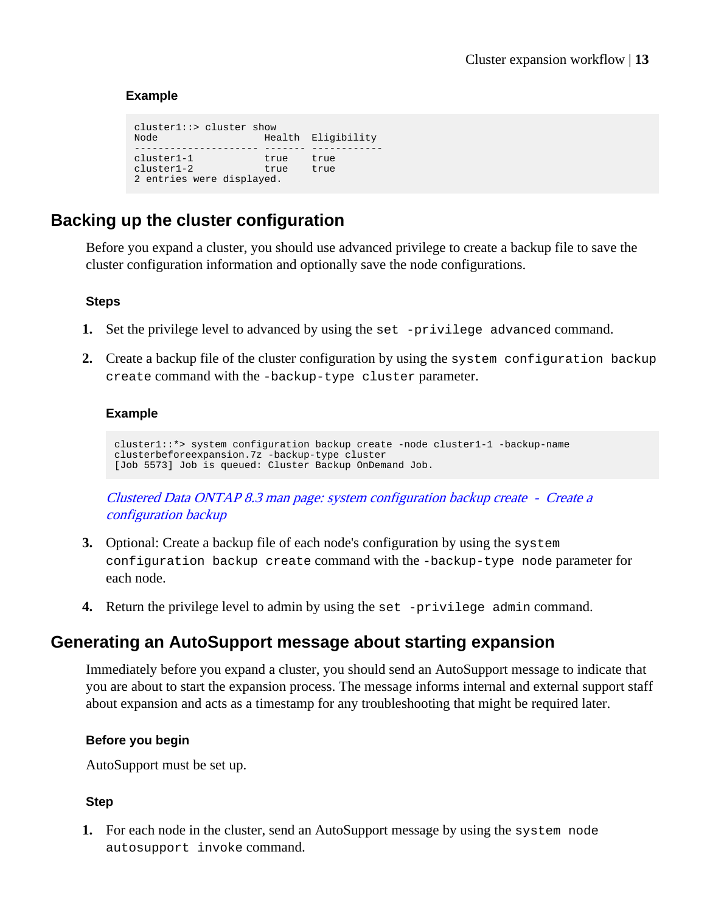**Example**

```
cluster1::> cluster show
Node                  Health  Eligibility
--------------------- ------- ------------
cluster1-1            true    true
cluster1-2            true    true
2 entries were displayed.
```

## Backing up the cluster configuration

Before you expand a cluster, you should use advanced privilege to create a backup file to save the cluster configuration information and optionally save the node configurations.

**Steps**

1. Set the privilege level to advanced by using the `set -privilege advanced` command.
2. Create a backup file of the cluster configuration by using the `system configuration backup create` command with the `-backup-type cluster` parameter.

   **Example**

   ```
   cluster1::*> system configuration backup create -node cluster1-1 -backup-name
   clusterbeforeexpansion.7z -backup-type cluster
   [Job 5573] Job is queued: Cluster Backup OnDemand Job.
   ```

   *Clustered Data ONTAP 8.3 man page: system configuration backup create - Create a configuration backup*

3. Optional: Create a backup file of each node's configuration by using the `system configuration backup create` command with the `-backup-type node` parameter for each node.
4. Return the privilege level to admin by using the `set -privilege admin` command.

## Generating an AutoSupport message about starting expansion

Immediately before you expand a cluster, you should send an AutoSupport message to indicate that you are about to start the expansion process. The message informs internal and external support staff about expansion and acts as a timestamp for any troubleshooting that might be required later.

**Before you begin**

AutoSupport must be set up.

**Step**

1. For each node in the cluster, send an AutoSupport message by using the `system node autosupport invoke` command.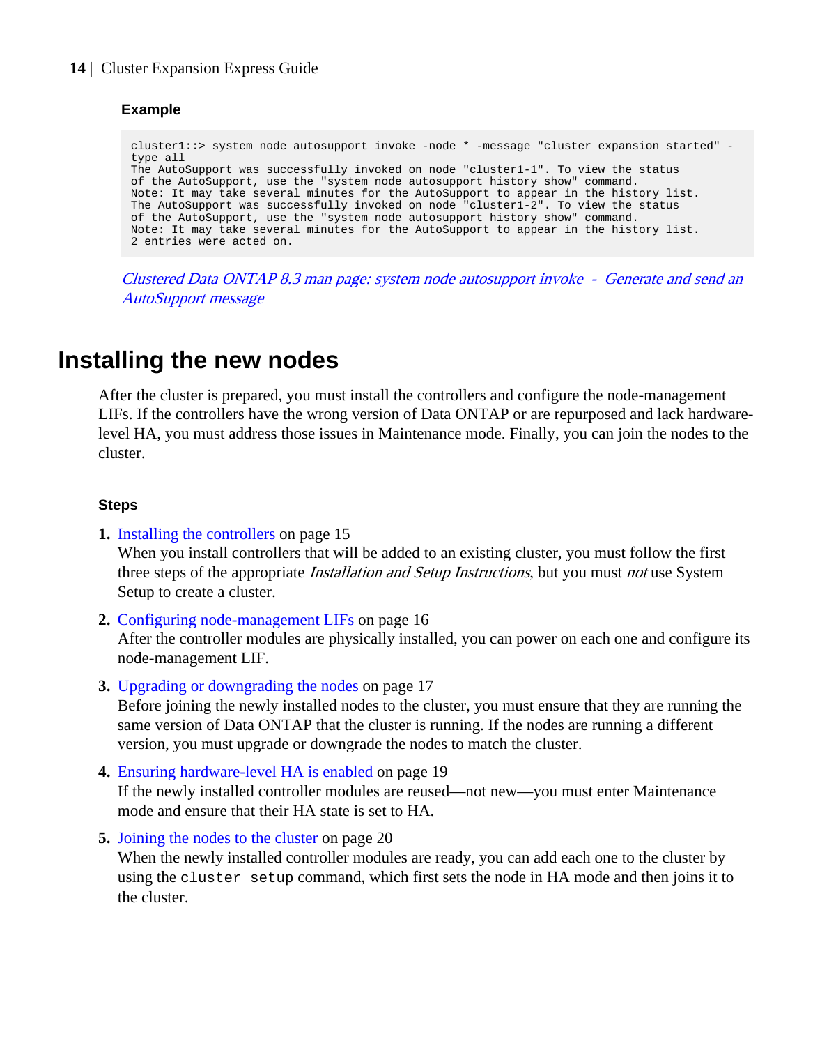#### Example

```
cluster1::> system node autosupport invoke -node * -message "cluster expansion started" -
type all
The AutoSupport was successfully invoked on node "cluster1-1". To view the status
of the AutoSupport, use the "system node autosupport history show" command.
Note: It may take several minutes for the AutoSupport to appear in the history list.
The AutoSupport was successfully invoked on node "cluster1-2". To view the status
of the AutoSupport, use the "system node autosupport history show" command.
Note: It may take several minutes for the AutoSupport to appear in the history list.
2 entries were acted on.
```

*Clustered Data ONTAP 8.3 man page: system node autosupport invoke - Generate and send an AutoSupport message*

## Installing the new nodes

After the cluster is prepared, you must install the controllers and configure the node-management LIFs. If the controllers have the wrong version of Data ONTAP or are repurposed and lack hardware-level HA, you must address those issues in Maintenance mode. Finally, you can join the nodes to the cluster.

#### Steps

1. Installing the controllers on page 15
   When you install controllers that will be added to an existing cluster, you must follow the first three steps of the appropriate *Installation and Setup Instructions*, but you must *not* use System Setup to create a cluster.
2. Configuring node-management LIFs on page 16
   After the controller modules are physically installed, you can power on each one and configure its node-management LIF.
3. Upgrading or downgrading the nodes on page 17
   Before joining the newly installed nodes to the cluster, you must ensure that they are running the same version of Data ONTAP that the cluster is running. If the nodes are running a different version, you must upgrade or downgrade the nodes to match the cluster.
4. Ensuring hardware-level HA is enabled on page 19
   If the newly installed controller modules are reused—not new—you must enter Maintenance mode and ensure that their HA state is set to HA.
5. Joining the nodes to the cluster on page 20
   When the newly installed controller modules are ready, you can add each one to the cluster by using the `cluster setup` command, which first sets the node in HA mode and then joins it to the cluster.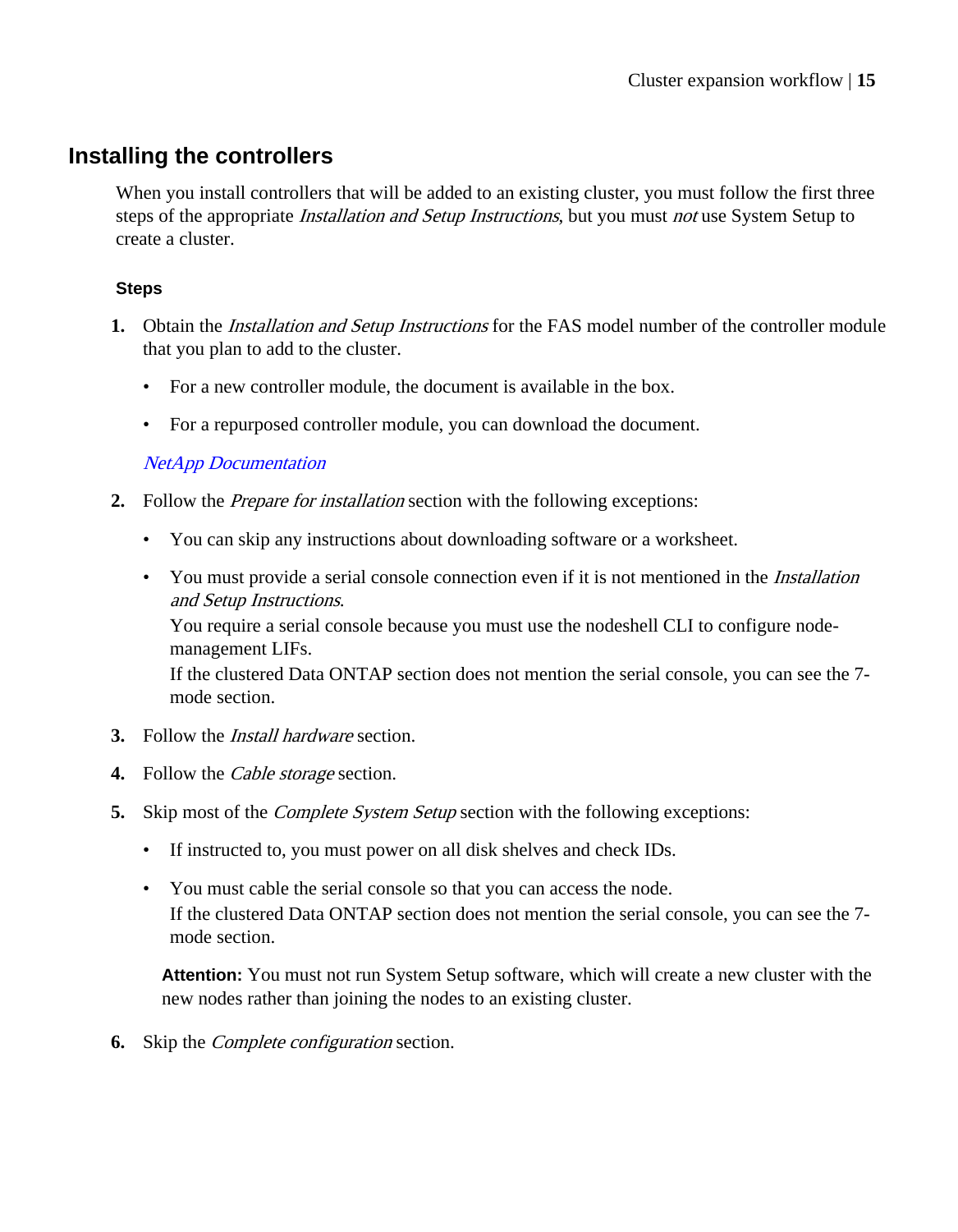## Installing the controllers

When you install controllers that will be added to an existing cluster, you must follow the first three steps of the appropriate *Installation and Setup Instructions*, but you must *not* use System Setup to create a cluster.

### Steps

1. Obtain the *Installation and Setup Instructions* for the FAS model number of the controller module that you plan to add to the cluster.
   - For a new controller module, the document is available in the box.
   - For a repurposed controller module, you can download the document.

   *NetApp Documentation*

2. Follow the *Prepare for installation* section with the following exceptions:
   - You can skip any instructions about downloading software or a worksheet.
   - You must provide a serial console connection even if it is not mentioned in the *Installation and Setup Instructions*.
     You require a serial console because you must use the nodeshell CLI to configure node-management LIFs.
     If the clustered Data ONTAP section does not mention the serial console, you can see the 7-mode section.

3. Follow the *Install hardware* section.

4. Follow the *Cable storage* section.

5. Skip most of the *Complete System Setup* section with the following exceptions:
   - If instructed to, you must power on all disk shelves and check IDs.
   - You must cable the serial console so that you can access the node.
     If the clustered Data ONTAP section does not mention the serial console, you can see the 7-mode section.

   **Attention:** You must not run System Setup software, which will create a new cluster with the new nodes rather than joining the nodes to an existing cluster.

6. Skip the *Complete configuration* section.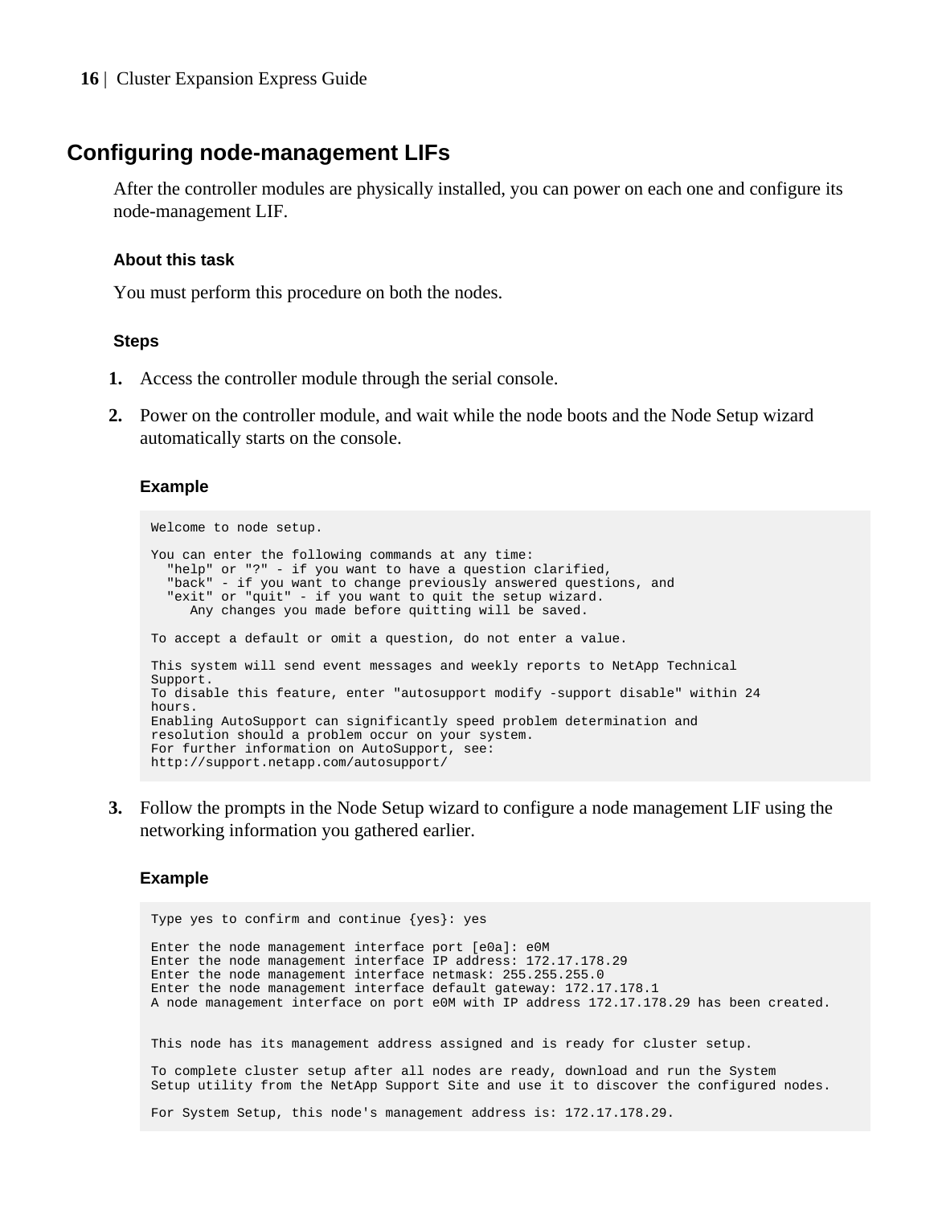## Configuring node-management LIFs

After the controller modules are physically installed, you can power on each one and configure its node-management LIF.

### About this task

You must perform this procedure on both the nodes.

### Steps

1. Access the controller module through the serial console.
2. Power on the controller module, and wait while the node boots and the Node Setup wizard automatically starts on the console.

   **Example**

   ```
   Welcome to node setup.

   You can enter the following commands at any time:
     "help" or "?" - if you want to have a question clarified,
     "back" - if you want to change previously answered questions, and
     "exit" or "quit" - if you want to quit the setup wizard.
        Any changes you made before quitting will be saved.

   To accept a default or omit a question, do not enter a value.

   This system will send event messages and weekly reports to NetApp Technical
   Support.
   To disable this feature, enter "autosupport modify -support disable" within 24
   hours.
   Enabling AutoSupport can significantly speed problem determination and
   resolution should a problem occur on your system.
   For further information on AutoSupport, see:
   http://support.netapp.com/autosupport/
   ```

3. Follow the prompts in the Node Setup wizard to configure a node management LIF using the networking information you gathered earlier.

   **Example**

   ```
   Type yes to confirm and continue {yes}: yes

   Enter the node management interface port [e0a]: e0M
   Enter the node management interface IP address: 172.17.178.29
   Enter the node management interface netmask: 255.255.255.0
   Enter the node management interface default gateway: 172.17.178.1
   A node management interface on port e0M with IP address 172.17.178.29 has been created.


   This node has its management address assigned and is ready for cluster setup.

   To complete cluster setup after all nodes are ready, download and run the System
   Setup utility from the NetApp Support Site and use it to discover the configured nodes.

   For System Setup, this node's management address is: 172.17.178.29.
   ```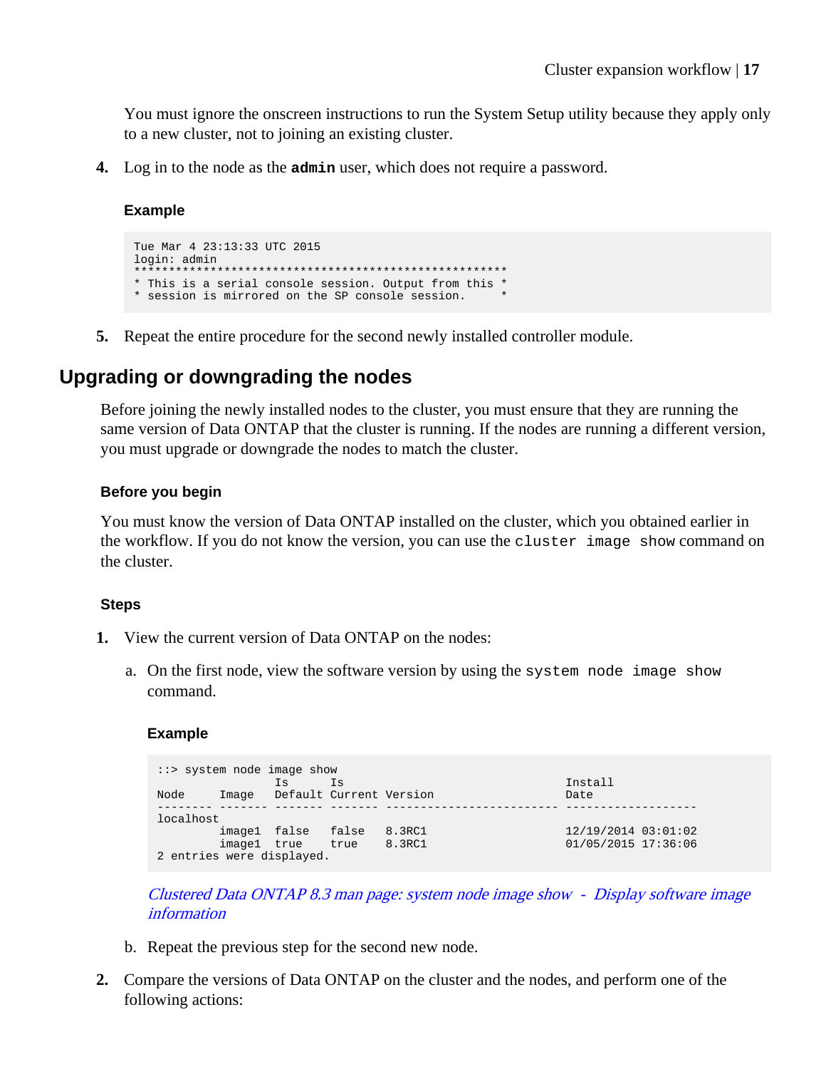You must ignore the onscreen instructions to run the System Setup utility because they apply only to a new cluster, not to joining an existing cluster.

4. Log in to the node as the **admin** user, which does not require a password.

   **Example**

   ```
   Tue Mar 4 23:13:33 UTC 2015
   login: admin
   ******************************************************
   * This is a serial console session. Output from this *
   * session is mirrored on the SP console session.     *
   ```

5. Repeat the entire procedure for the second newly installed controller module.

## Upgrading or downgrading the nodes

Before joining the newly installed nodes to the cluster, you must ensure that they are running the same version of Data ONTAP that the cluster is running. If the nodes are running a different version, you must upgrade or downgrade the nodes to match the cluster.

### Before you begin

You must know the version of Data ONTAP installed on the cluster, which you obtained earlier in the workflow. If you do not know the version, you can use the `cluster image show` command on the cluster.

### Steps

1. View the current version of Data ONTAP on the nodes:

   a. On the first node, view the software version by using the `system node image show` command.

      **Example**

      ```
      ::> system node image show
                        Is      Is                                Install
      Node     Image   Default Current Version                   Date
      -------- ------- ------- ------- ------------------------- -------------------
      localhost
               image1  false   false   8.3RC1                    12/19/2014 03:01:02
               image1  true    true    8.3RC1                    01/05/2015 17:36:06
      2 entries were displayed.
      ```

      *Clustered Data ONTAP 8.3 man page: system node image show - Display software image information*

   b. Repeat the previous step for the second new node.

2. Compare the versions of Data ONTAP on the cluster and the nodes, and perform one of the following actions: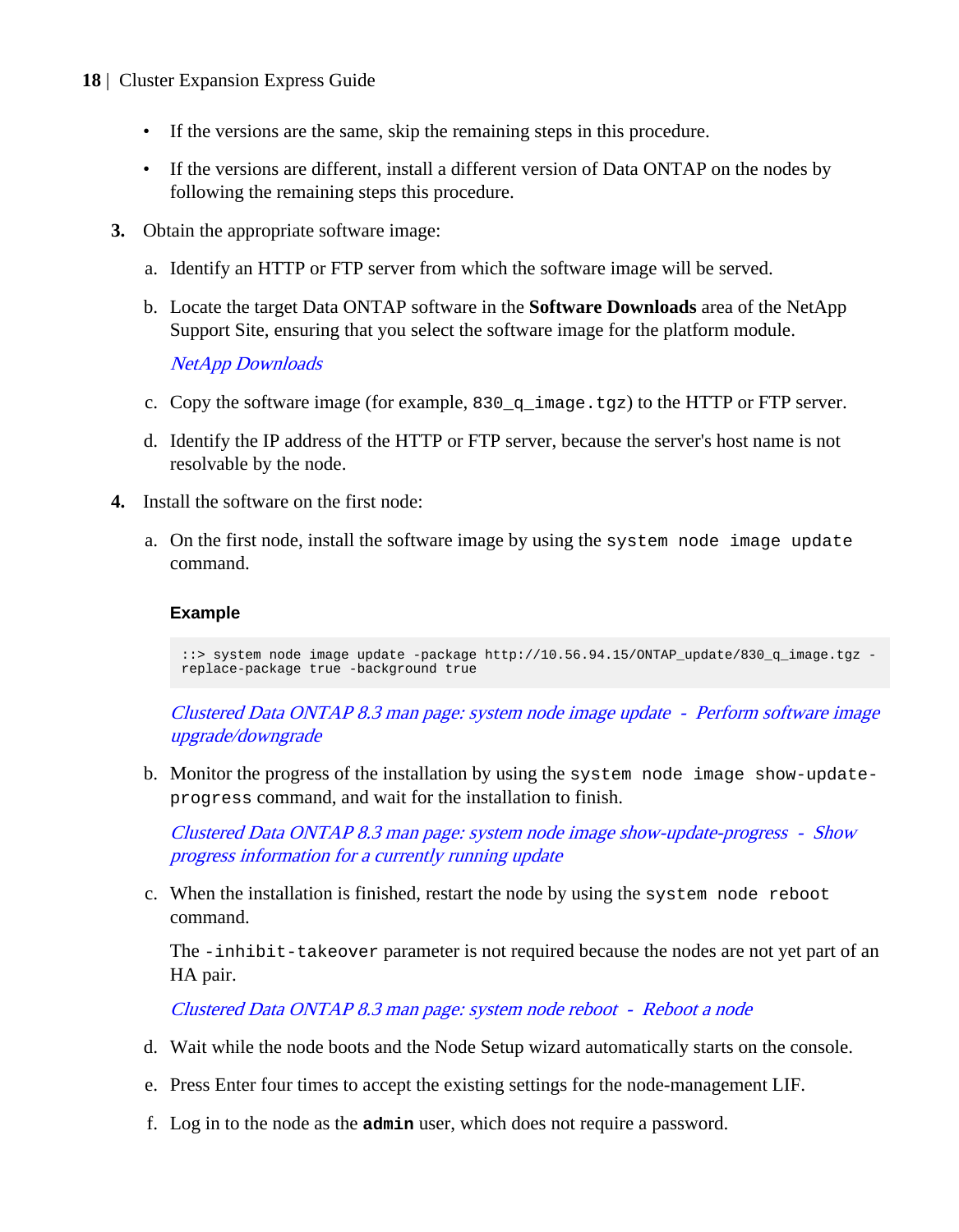- If the versions are the same, skip the remaining steps in this procedure.
- If the versions are different, install a different version of Data ONTAP on the nodes by following the remaining steps this procedure.

3. Obtain the appropriate software image:

   a. Identify an HTTP or FTP server from which the software image will be served.

   b. Locate the target Data ONTAP software in the **Software Downloads** area of the NetApp Support Site, ensuring that you select the software image for the platform module.

      *NetApp Downloads*

   c. Copy the software image (for example, `830_q_image.tgz`) to the HTTP or FTP server.

   d. Identify the IP address of the HTTP or FTP server, because the server's host name is not resolvable by the node.

4. Install the software on the first node:

   a. On the first node, install the software image by using the `system node image update` command.

      **Example**

      ```
      ::> system node image update -package http://10.56.94.15/ONTAP_update/830_q_image.tgz -
      replace-package true -background true
      ```

      *Clustered Data ONTAP 8.3 man page: system node image update - Perform software image upgrade/downgrade*

   b. Monitor the progress of the installation by using the `system node image show-update-progress` command, and wait for the installation to finish.

      *Clustered Data ONTAP 8.3 man page: system node image show-update-progress - Show progress information for a currently running update*

   c. When the installation is finished, restart the node by using the `system node reboot` command.

      The `-inhibit-takeover` parameter is not required because the nodes are not yet part of an HA pair.

      *Clustered Data ONTAP 8.3 man page: system node reboot - Reboot a node*

   d. Wait while the node boots and the Node Setup wizard automatically starts on the console.

   e. Press Enter four times to accept the existing settings for the node-management LIF.

   f. Log in to the node as the **`admin`** user, which does not require a password.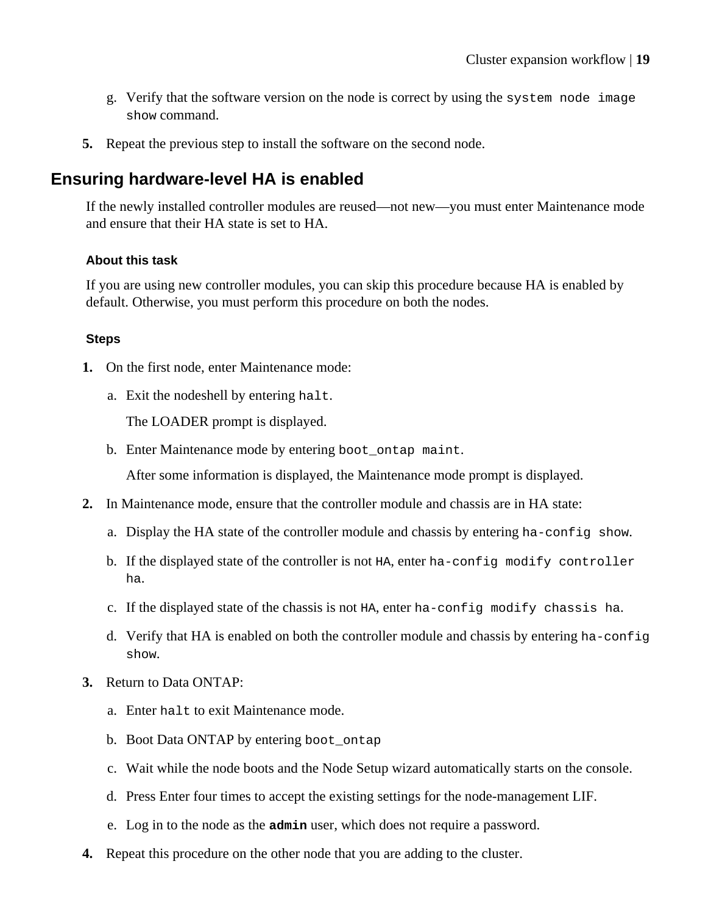g. Verify that the software version on the node is correct by using the `system node image show` command.

5. Repeat the previous step to install the software on the second node.

## Ensuring hardware-level HA is enabled

If the newly installed controller modules are reused—not new—you must enter Maintenance mode and ensure that their HA state is set to HA.

### About this task

If you are using new controller modules, you can skip this procedure because HA is enabled by default. Otherwise, you must perform this procedure on both the nodes.

### Steps

1. On the first node, enter Maintenance mode:

   a. Exit the nodeshell by entering `halt`.

      The LOADER prompt is displayed.

   b. Enter Maintenance mode by entering `boot_ontap maint`.

      After some information is displayed, the Maintenance mode prompt is displayed.

2. In Maintenance mode, ensure that the controller module and chassis are in HA state:

   a. Display the HA state of the controller module and chassis by entering `ha-config show`.

   b. If the displayed state of the controller is not `HA`, enter `ha-config modify controller ha`.

   c. If the displayed state of the chassis is not `HA`, enter `ha-config modify chassis ha`.

   d. Verify that HA is enabled on both the controller module and chassis by entering `ha-config show`.

3. Return to Data ONTAP:

   a. Enter `halt` to exit Maintenance mode.

   b. Boot Data ONTAP by entering `boot_ontap`

   c. Wait while the node boots and the Node Setup wizard automatically starts on the console.

   d. Press Enter four times to accept the existing settings for the node-management LIF.

   e. Log in to the node as the **`admin`** user, which does not require a password.

4. Repeat this procedure on the other node that you are adding to the cluster.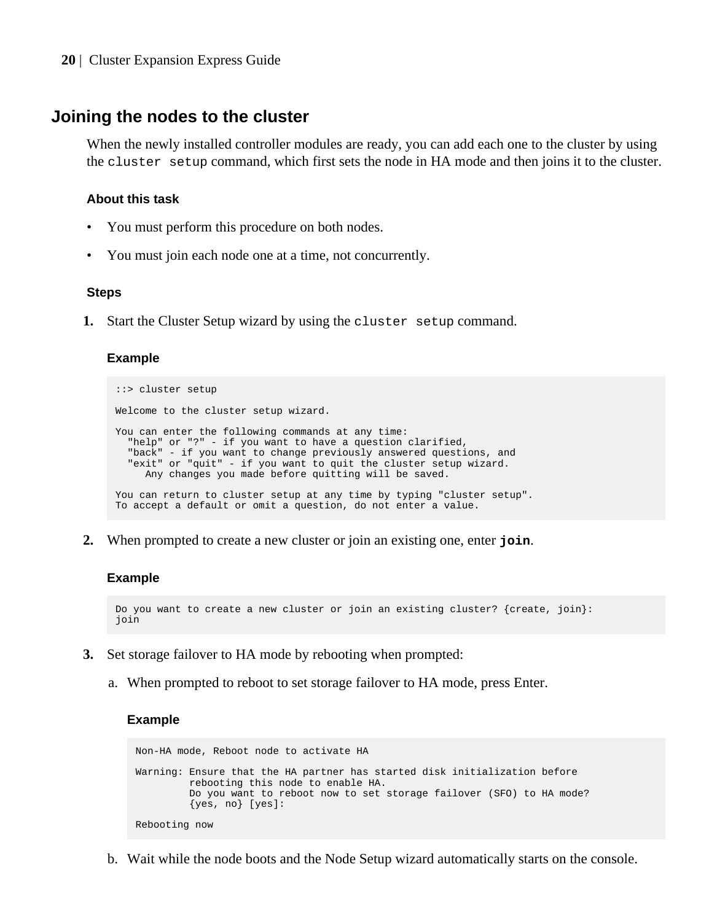## Joining the nodes to the cluster

When the newly installed controller modules are ready, you can add each one to the cluster by using the `cluster setup` command, which first sets the node in HA mode and then joins it to the cluster.

### About this task

- You must perform this procedure on both nodes.
- You must join each node one at a time, not concurrently.

### Steps

1. Start the Cluster Setup wizard by using the `cluster setup` command.

   **Example**

   ```
   ::> cluster setup

   Welcome to the cluster setup wizard.

   You can enter the following commands at any time:
     "help" or "?" - if you want to have a question clarified,
     "back" - if you want to change previously answered questions, and
     "exit" or "quit" - if you want to quit the cluster setup wizard.
        Any changes you made before quitting will be saved.

   You can return to cluster setup at any time by typing "cluster setup".
   To accept a default or omit a question, do not enter a value.
   ```

2. When prompted to create a new cluster or join an existing one, enter **`join`**.

   **Example**

   ```
   Do you want to create a new cluster or join an existing cluster? {create, join}:
   join
   ```

3. Set storage failover to HA mode by rebooting when prompted:

   a. When prompted to reboot to set storage failover to HA mode, press Enter.

      **Example**

      ```
      Non-HA mode, Reboot node to activate HA

      Warning: Ensure that the HA partner has started disk initialization before
               rebooting this node to enable HA.
               Do you want to reboot now to set storage failover (SFO) to HA mode?
               {yes, no} [yes]:

      Rebooting now
      ```

   b. Wait while the node boots and the Node Setup wizard automatically starts on the console.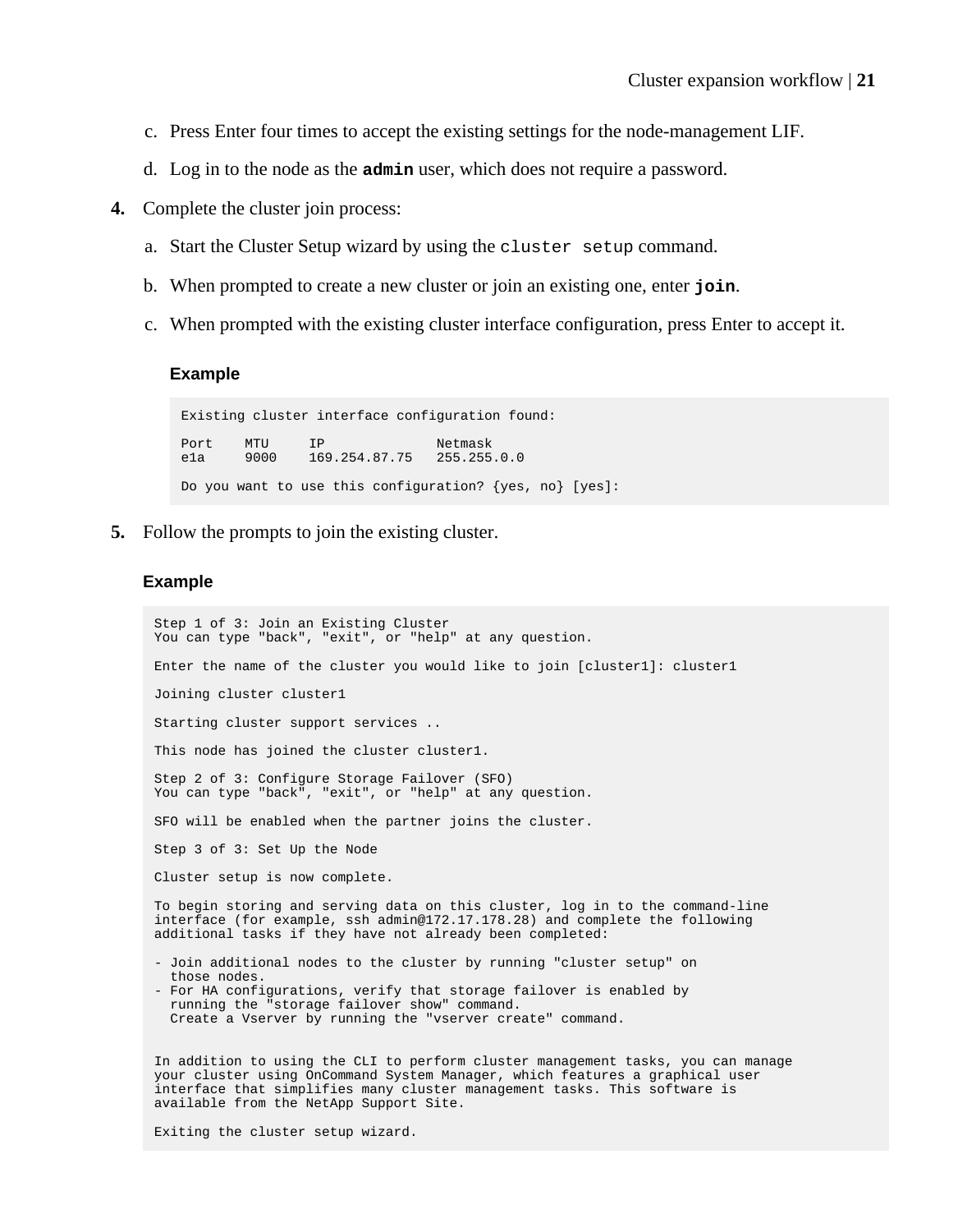c. Press Enter four times to accept the existing settings for the node-management LIF.

   d. Log in to the node as the **`admin`** user, which does not require a password.

4. Complete the cluster join process:

   a. Start the Cluster Setup wizard by using the `cluster setup` command.

   b. When prompted to create a new cluster or join an existing one, enter **`join`**.

   c. When prompted with the existing cluster interface configuration, press Enter to accept it.

   **Example**

   ```
   Existing cluster interface configuration found:

   Port    MTU     IP              Netmask
   e1a     9000    169.254.87.75   255.255.0.0

   Do you want to use this configuration? {yes, no} [yes]:
   ```

5. Follow the prompts to join the existing cluster.

   **Example**

   ```
   Step 1 of 3: Join an Existing Cluster
   You can type "back", "exit", or "help" at any question.

   Enter the name of the cluster you would like to join [cluster1]: cluster1

   Joining cluster cluster1

   Starting cluster support services ..

   This node has joined the cluster cluster1.

   Step 2 of 3: Configure Storage Failover (SFO)
   You can type "back", "exit", or "help" at any question.

   SFO will be enabled when the partner joins the cluster.

   Step 3 of 3: Set Up the Node

   Cluster setup is now complete.

   To begin storing and serving data on this cluster, log in to the command-line
   interface (for example, ssh admin@172.17.178.28) and complete the following
   additional tasks if they have not already been completed:

   - Join additional nodes to the cluster by running "cluster setup" on
     those nodes.
   - For HA configurations, verify that storage failover is enabled by
     running the "storage failover show" command.
     Create a Vserver by running the "vserver create" command.


   In addition to using the CLI to perform cluster management tasks, you can manage
   your cluster using OnCommand System Manager, which features a graphical user
   interface that simplifies many cluster management tasks. This software is
   available from the NetApp Support Site.

   Exiting the cluster setup wizard.
   ```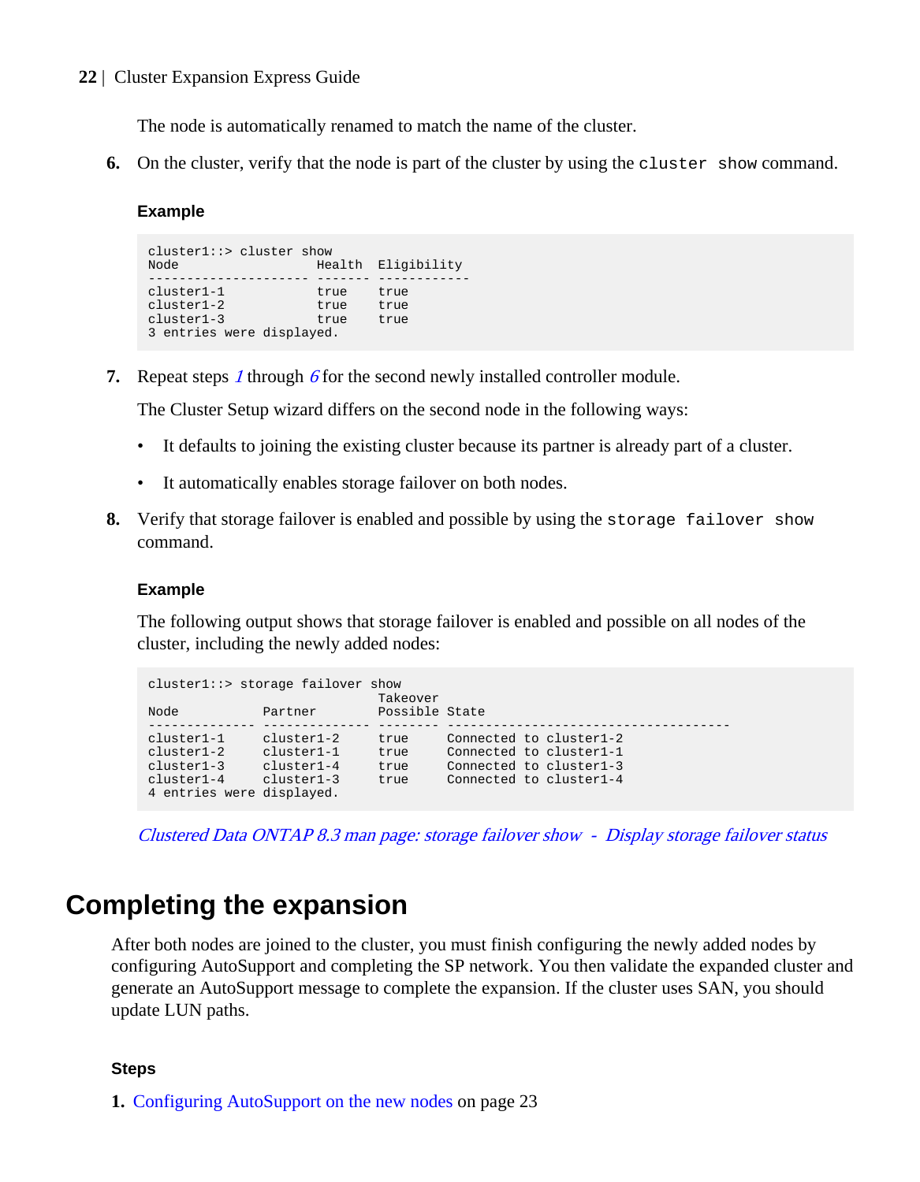The node is automatically renamed to match the name of the cluster.

6. On the cluster, verify that the node is part of the cluster by using the `cluster show` command.

   **Example**

```
cluster1::> cluster show
Node                  Health  Eligibility
--------------------- ------- ------------
cluster1-1            true    true
cluster1-2            true    true
cluster1-3            true    true
3 entries were displayed.
```

7. Repeat steps *1* through *6* for the second newly installed controller module.

   The Cluster Setup wizard differs on the second node in the following ways:

   - It defaults to joining the existing cluster because its partner is already part of a cluster.
   - It automatically enables storage failover on both nodes.

8. Verify that storage failover is enabled and possible by using the `storage failover show` command.

   **Example**

   The following output shows that storage failover is enabled and possible on all nodes of the cluster, including the newly added nodes:

```
cluster1::> storage failover show
                              Takeover
Node           Partner        Possible State
-------------- -------------- -------- -------------------------------------
cluster1-1     cluster1-2     true     Connected to cluster1-2
cluster1-2     cluster1-1     true     Connected to cluster1-1
cluster1-3     cluster1-4     true     Connected to cluster1-3
cluster1-4     cluster1-3     true     Connected to cluster1-4
4 entries were displayed.
```

   *Clustered Data ONTAP 8.3 man page: storage failover show - Display storage failover status*

# Completing the expansion

After both nodes are joined to the cluster, you must finish configuring the newly added nodes by configuring AutoSupport and completing the SP network. You then validate the expanded cluster and generate an AutoSupport message to complete the expansion. If the cluster uses SAN, you should update LUN paths.

**Steps**

1. Configuring AutoSupport on the new nodes on page 23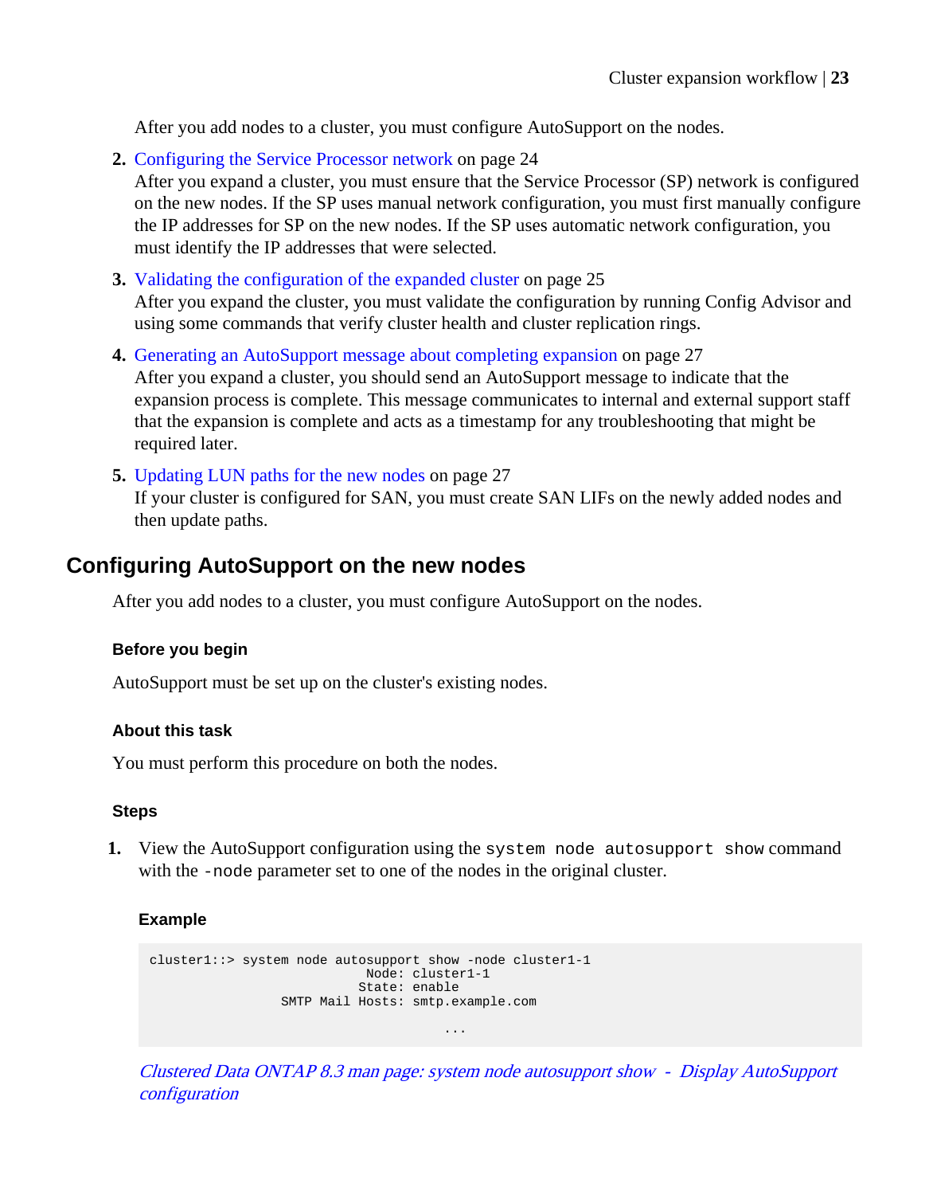After you add nodes to a cluster, you must configure AutoSupport on the nodes.

2. Configuring the Service Processor network on page 24
   After you expand a cluster, you must ensure that the Service Processor (SP) network is configured on the new nodes. If the SP uses manual network configuration, you must first manually configure the IP addresses for SP on the new nodes. If the SP uses automatic network configuration, you must identify the IP addresses that were selected.
3. Validating the configuration of the expanded cluster on page 25
   After you expand the cluster, you must validate the configuration by running Config Advisor and using some commands that verify cluster health and cluster replication rings.
4. Generating an AutoSupport message about completing expansion on page 27
   After you expand a cluster, you should send an AutoSupport message to indicate that the expansion process is complete. This message communicates to internal and external support staff that the expansion is complete and acts as a timestamp for any troubleshooting that might be required later.
5. Updating LUN paths for the new nodes on page 27
   If your cluster is configured for SAN, you must create SAN LIFs on the newly added nodes and then update paths.

## Configuring AutoSupport on the new nodes

After you add nodes to a cluster, you must configure AutoSupport on the nodes.

#### Before you begin

AutoSupport must be set up on the cluster's existing nodes.

#### About this task

You must perform this procedure on both the nodes.

#### Steps

1. View the AutoSupport configuration using the `system node autosupport show` command with the `-node` parameter set to one of the nodes in the original cluster.

   **Example**

   ```
   cluster1::> system node autosupport show -node cluster1-1
                               Node: cluster1-1
                              State: enable
                    SMTP Mail Hosts: smtp.example.com

                                            ...
   ```

   *Clustered Data ONTAP 8.3 man page: system node autosupport show - Display AutoSupport configuration*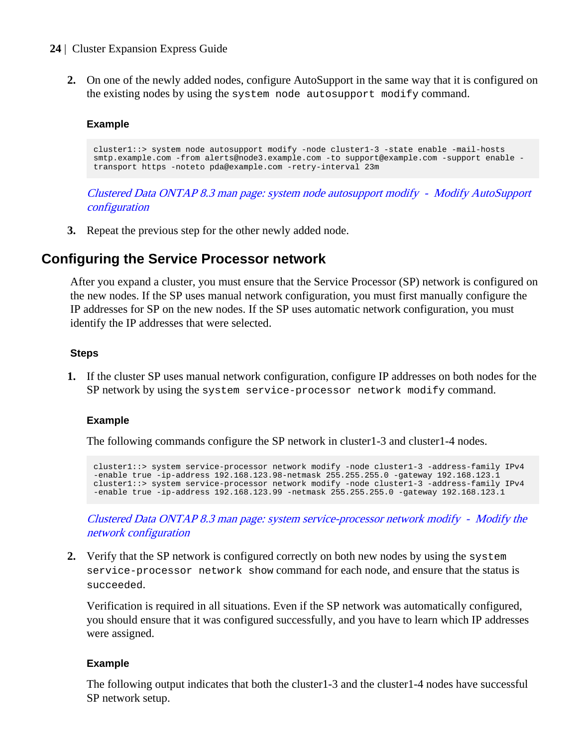2. On one of the newly added nodes, configure AutoSupport in the same way that it is configured on the existing nodes by using the `system node autosupport modify` command.

   **Example**

   ```
   cluster1::> system node autosupport modify -node cluster1-3 -state enable -mail-hosts
   smtp.example.com -from alerts@node3.example.com -to support@example.com -support enable -
   transport https -noteto pda@example.com -retry-interval 23m
   ```

   *Clustered Data ONTAP 8.3 man page: system node autosupport modify - Modify AutoSupport configuration*

3. Repeat the previous step for the other newly added node.

## Configuring the Service Processor network

After you expand a cluster, you must ensure that the Service Processor (SP) network is configured on the new nodes. If the SP uses manual network configuration, you must first manually configure the IP addresses for SP on the new nodes. If the SP uses automatic network configuration, you must identify the IP addresses that were selected.

### Steps

1. If the cluster SP uses manual network configuration, configure IP addresses on both nodes for the SP network by using the `system service-processor network modify` command.

   **Example**

   The following commands configure the SP network in cluster1-3 and cluster1-4 nodes.

   ```
   cluster1::> system service-processor network modify -node cluster1-3 -address-family IPv4
   -enable true -ip-address 192.168.123.98-netmask 255.255.255.0 -gateway 192.168.123.1
   cluster1::> system service-processor network modify -node cluster1-3 -address-family IPv4
   -enable true -ip-address 192.168.123.99 -netmask 255.255.255.0 -gateway 192.168.123.1
   ```

   *Clustered Data ONTAP 8.3 man page: system service-processor network modify - Modify the network configuration*

2. Verify that the SP network is configured correctly on both new nodes by using the `system service-processor network show` command for each node, and ensure that the status is `succeeded`.

   Verification is required in all situations. Even if the SP network was automatically configured, you should ensure that it was configured successfully, and you have to learn which IP addresses were assigned.

   **Example**

   The following output indicates that both the cluster1-3 and the cluster1-4 nodes have successful SP network setup.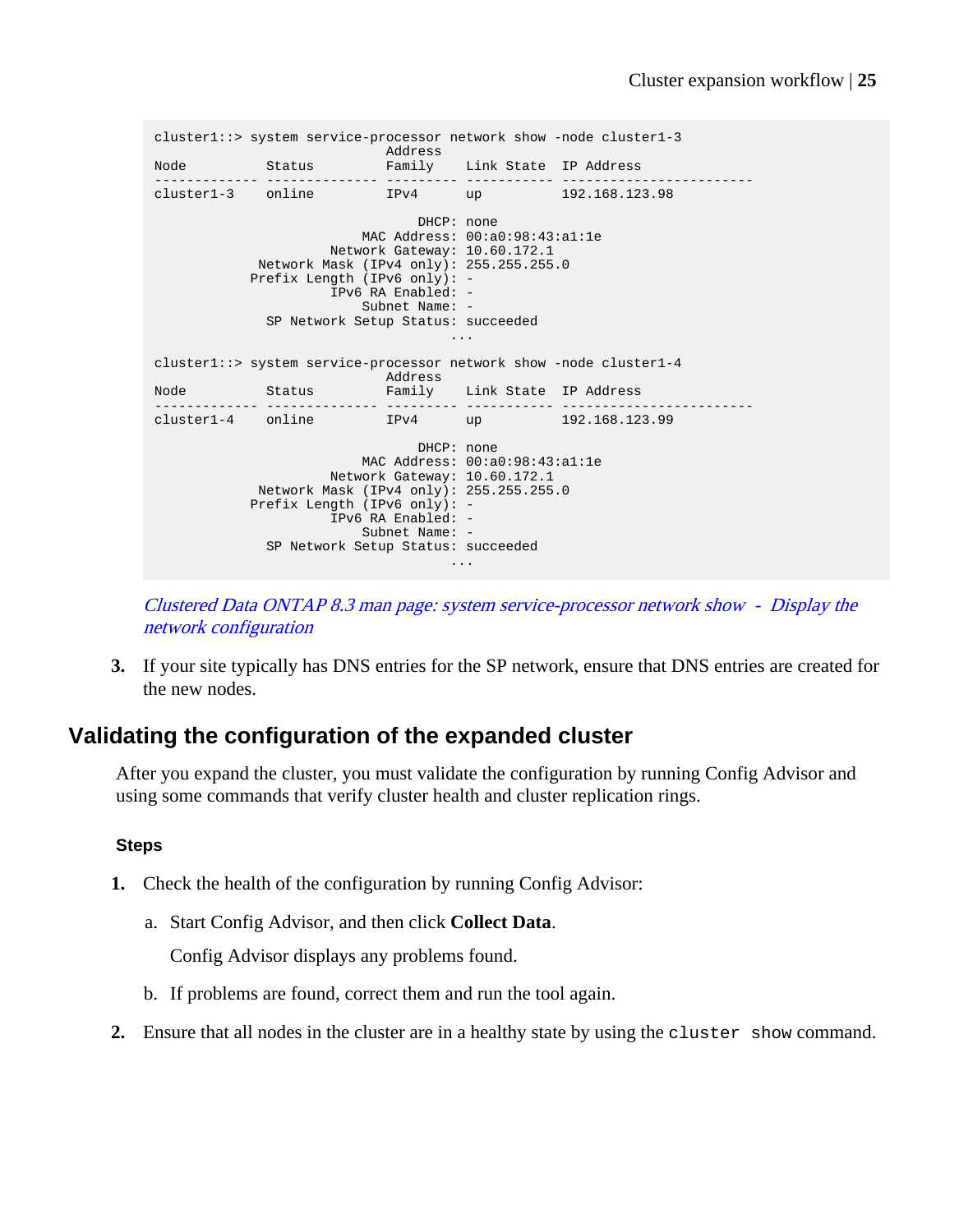```
cluster1::> system service-processor network show -node cluster1-3
                             Address
Node          Status         Family    Link State  IP Address
------------- -------------- --------- ----------- ------------------------
cluster1-3    online         IPv4      up          192.168.123.98

                                 DHCP: none
                          MAC Address: 00:a0:98:43:a1:1e
                      Network Gateway: 10.60.172.1
             Network Mask (IPv4 only): 255.255.255.0
            Prefix Length (IPv6 only): -
                      IPv6 RA Enabled: -
                          Subnet Name: -
              SP Network Setup Status: succeeded
                                     ...

cluster1::> system service-processor network show -node cluster1-4
                             Address
Node          Status         Family    Link State  IP Address
------------- -------------- --------- ----------- ------------------------
cluster1-4    online         IPv4      up          192.168.123.99

                                 DHCP: none
                          MAC Address: 00:a0:98:43:a1:1e
                      Network Gateway: 10.60.172.1
             Network Mask (IPv4 only): 255.255.255.0
            Prefix Length (IPv6 only): -
                      IPv6 RA Enabled: -
                          Subnet Name: -
              SP Network Setup Status: succeeded
                                     ...
```

*Clustered Data ONTAP 8.3 man page: system service-processor network show - Display the network configuration*

3. If your site typically has DNS entries for the SP network, ensure that DNS entries are created for the new nodes.

## Validating the configuration of the expanded cluster

After you expand the cluster, you must validate the configuration by running Config Advisor and using some commands that verify cluster health and cluster replication rings.

### Steps

1. Check the health of the configuration by running Config Advisor:

   a. Start Config Advisor, and then click **Collect Data**.

      Config Advisor displays any problems found.

   b. If problems are found, correct them and run the tool again.

2. Ensure that all nodes in the cluster are in a healthy state by using the `cluster show` command.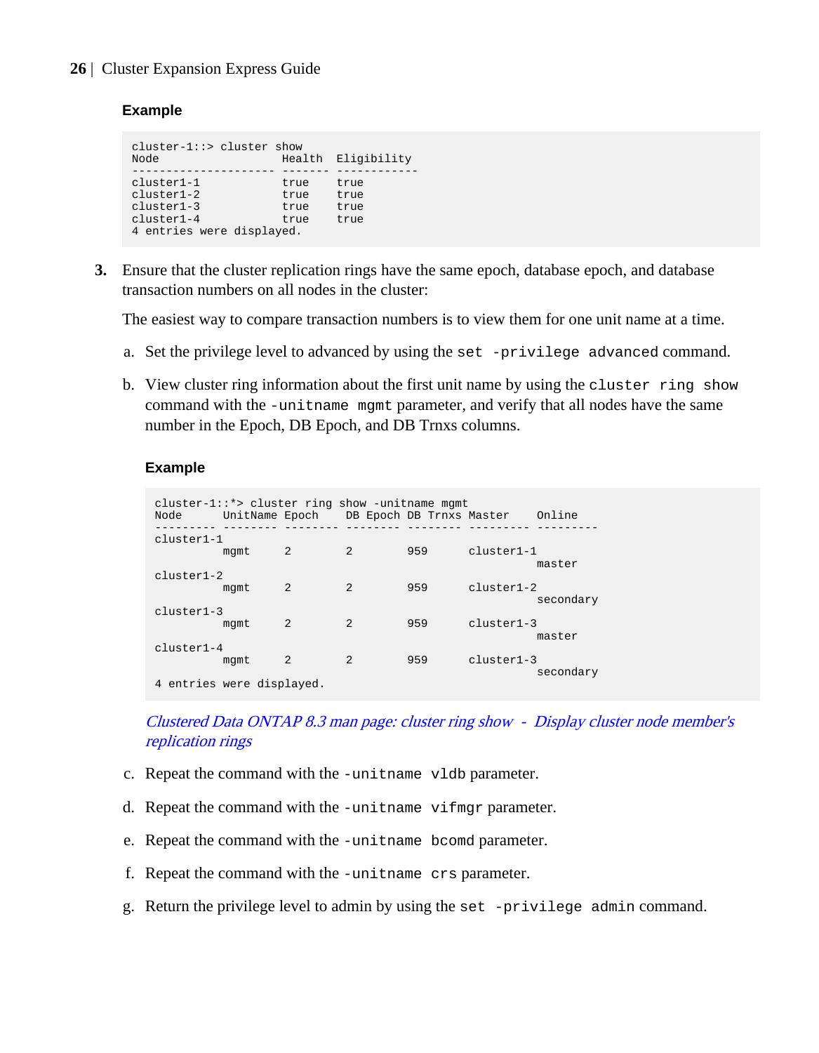#### Example

```
cluster-1::> cluster show
Node                  Health  Eligibility
--------------------- ------- ------------
cluster1-1            true    true
cluster1-2            true    true
cluster1-3            true    true
cluster1-4            true    true
4 entries were displayed.
```

3. Ensure that the cluster replication rings have the same epoch, database epoch, and database transaction numbers on all nodes in the cluster:

   The easiest way to compare transaction numbers is to view them for one unit name at a time.

   a. Set the privilege level to advanced by using the `set -privilege advanced` command.

   b. View cluster ring information about the first unit name by using the `cluster ring show` command with the `-unitname mgmt` parameter, and verify that all nodes have the same number in the Epoch, DB Epoch, and DB Trnxs columns.

   #### Example

   ```
   cluster-1::*> cluster ring show -unitname mgmt
   Node      UnitName Epoch    DB Epoch DB Trnxs Master    Online
   --------- -------- -------- -------- -------- --------- ---------
   cluster1-1
             mgmt     2        2        959      cluster1-1
                                                           master
   cluster1-2
             mgmt     2        2        959      cluster1-2
                                                           secondary
   cluster1-3
             mgmt     2        2        959      cluster1-3
                                                           master
   cluster1-4
             mgmt     2        2        959      cluster1-3
                                                           secondary
   4 entries were displayed.
   ```

   *Clustered Data ONTAP 8.3 man page: cluster ring show - Display cluster node member's replication rings*

   c. Repeat the command with the `-unitname vldb` parameter.

   d. Repeat the command with the `-unitname vifmgr` parameter.

   e. Repeat the command with the `-unitname bcomd` parameter.

   f. Repeat the command with the `-unitname crs` parameter.

   g. Return the privilege level to admin by using the `set -privilege admin` command.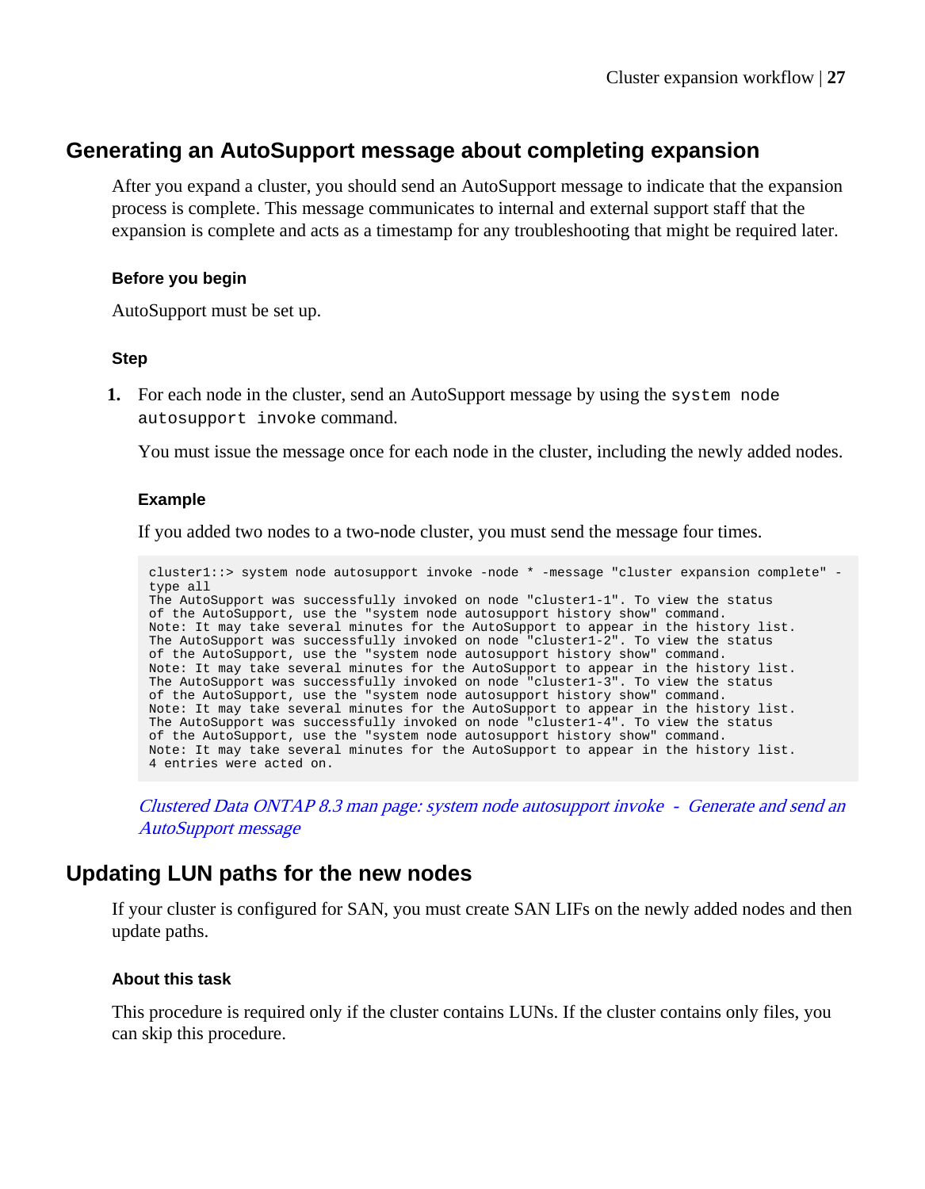## Generating an AutoSupport message about completing expansion

After you expand a cluster, you should send an AutoSupport message to indicate that the expansion process is complete. This message communicates to internal and external support staff that the expansion is complete and acts as a timestamp for any troubleshooting that might be required later.

### Before you begin

AutoSupport must be set up.

### Step

1. For each node in the cluster, send an AutoSupport message by using the `system node autosupport invoke` command.

   You must issue the message once for each node in the cluster, including the newly added nodes.

   #### Example

   If you added two nodes to a two-node cluster, you must send the message four times.

```
cluster1::> system node autosupport invoke -node * -message "cluster expansion complete" -
type all
The AutoSupport was successfully invoked on node "cluster1-1". To view the status
of the AutoSupport, use the "system node autosupport history show" command.
Note: It may take several minutes for the AutoSupport to appear in the history list.
The AutoSupport was successfully invoked on node "cluster1-2". To view the status
of the AutoSupport, use the "system node autosupport history show" command.
Note: It may take several minutes for the AutoSupport to appear in the history list.
The AutoSupport was successfully invoked on node "cluster1-3". To view the status
of the AutoSupport, use the "system node autosupport history show" command.
Note: It may take several minutes for the AutoSupport to appear in the history list.
The AutoSupport was successfully invoked on node "cluster1-4". To view the status
of the AutoSupport, use the "system node autosupport history show" command.
Note: It may take several minutes for the AutoSupport to appear in the history list.
4 entries were acted on.
```

   *Clustered Data ONTAP 8.3 man page: system node autosupport invoke - Generate and send an AutoSupport message*

## Updating LUN paths for the new nodes

If your cluster is configured for SAN, you must create SAN LIFs on the newly added nodes and then update paths.

### About this task

This procedure is required only if the cluster contains LUNs. If the cluster contains only files, you can skip this procedure.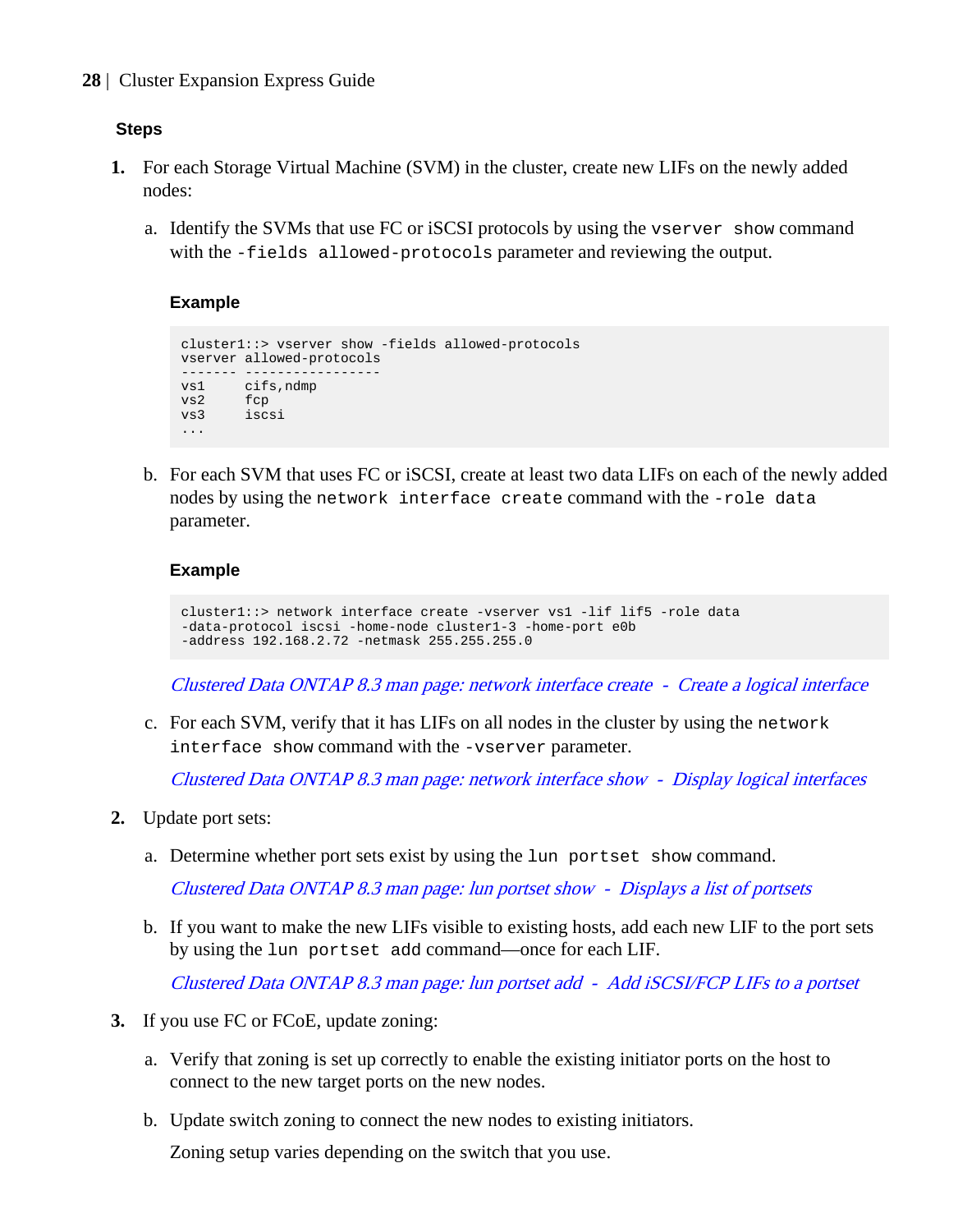### Steps

1. For each Storage Virtual Machine (SVM) in the cluster, create new LIFs on the newly added nodes:

   a. Identify the SVMs that use FC or iSCSI protocols by using the `vserver show` command with the `-fields allowed-protocols` parameter and reviewing the output.

   **Example**

   ```
   cluster1::> vserver show -fields allowed-protocols
   vserver allowed-protocols
   ------- -----------------
   vs1     cifs,ndmp
   vs2     fcp
   vs3     iscsi
   ...
   ```

   b. For each SVM that uses FC or iSCSI, create at least two data LIFs on each of the newly added nodes by using the `network interface create` command with the `-role data` parameter.

   **Example**

   ```
   cluster1::> network interface create -vserver vs1 -lif lif5 -role data
   -data-protocol iscsi -home-node cluster1-3 -home-port e0b
   -address 192.168.2.72 -netmask 255.255.255.0
   ```

   *Clustered Data ONTAP 8.3 man page: network interface create - Create a logical interface*

   c. For each SVM, verify that it has LIFs on all nodes in the cluster by using the `network interface show` command with the `-vserver` parameter.

   *Clustered Data ONTAP 8.3 man page: network interface show - Display logical interfaces*

2. Update port sets:

   a. Determine whether port sets exist by using the `lun portset show` command.

   *Clustered Data ONTAP 8.3 man page: lun portset show - Displays a list of portsets*

   b. If you want to make the new LIFs visible to existing hosts, add each new LIF to the port sets by using the `lun portset add` command—once for each LIF.

   *Clustered Data ONTAP 8.3 man page: lun portset add - Add iSCSI/FCP LIFs to a portset*

3. If you use FC or FCoE, update zoning:

   a. Verify that zoning is set up correctly to enable the existing initiator ports on the host to connect to the new target ports on the new nodes.

   b. Update switch zoning to connect the new nodes to existing initiators.

   Zoning setup varies depending on the switch that you use.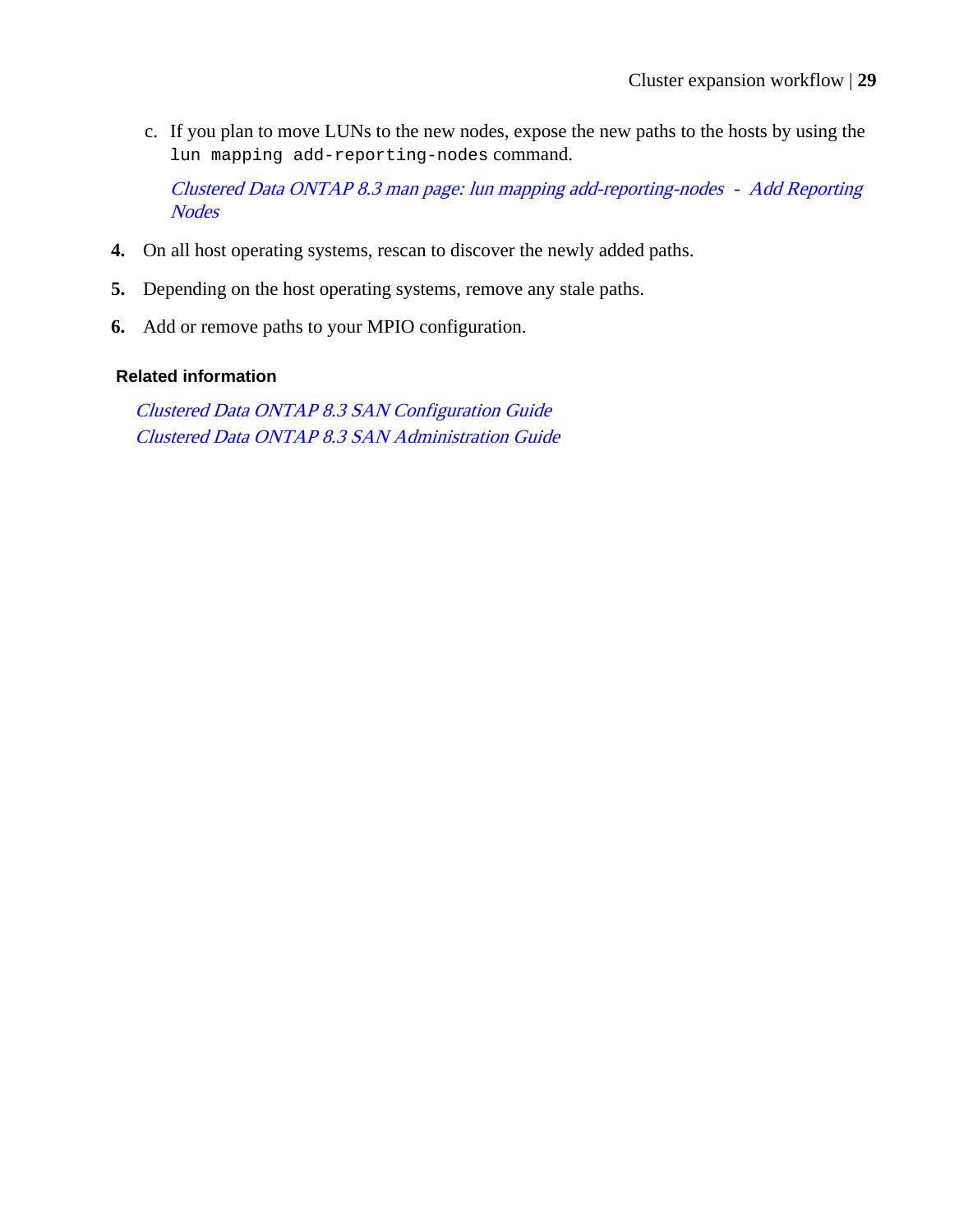c. If you plan to move LUNs to the new nodes, expose the new paths to the hosts by using the `lun mapping add-reporting-nodes` command.

   *Clustered Data ONTAP 8.3 man page: lun mapping add-reporting-nodes - Add Reporting Nodes*

4. On all host operating systems, rescan to discover the newly added paths.
5. Depending on the host operating systems, remove any stale paths.
6. Add or remove paths to your MPIO configuration.

#### Related information

*Clustered Data ONTAP 8.3 SAN Configuration Guide*
*Clustered Data ONTAP 8.3 SAN Administration Guide*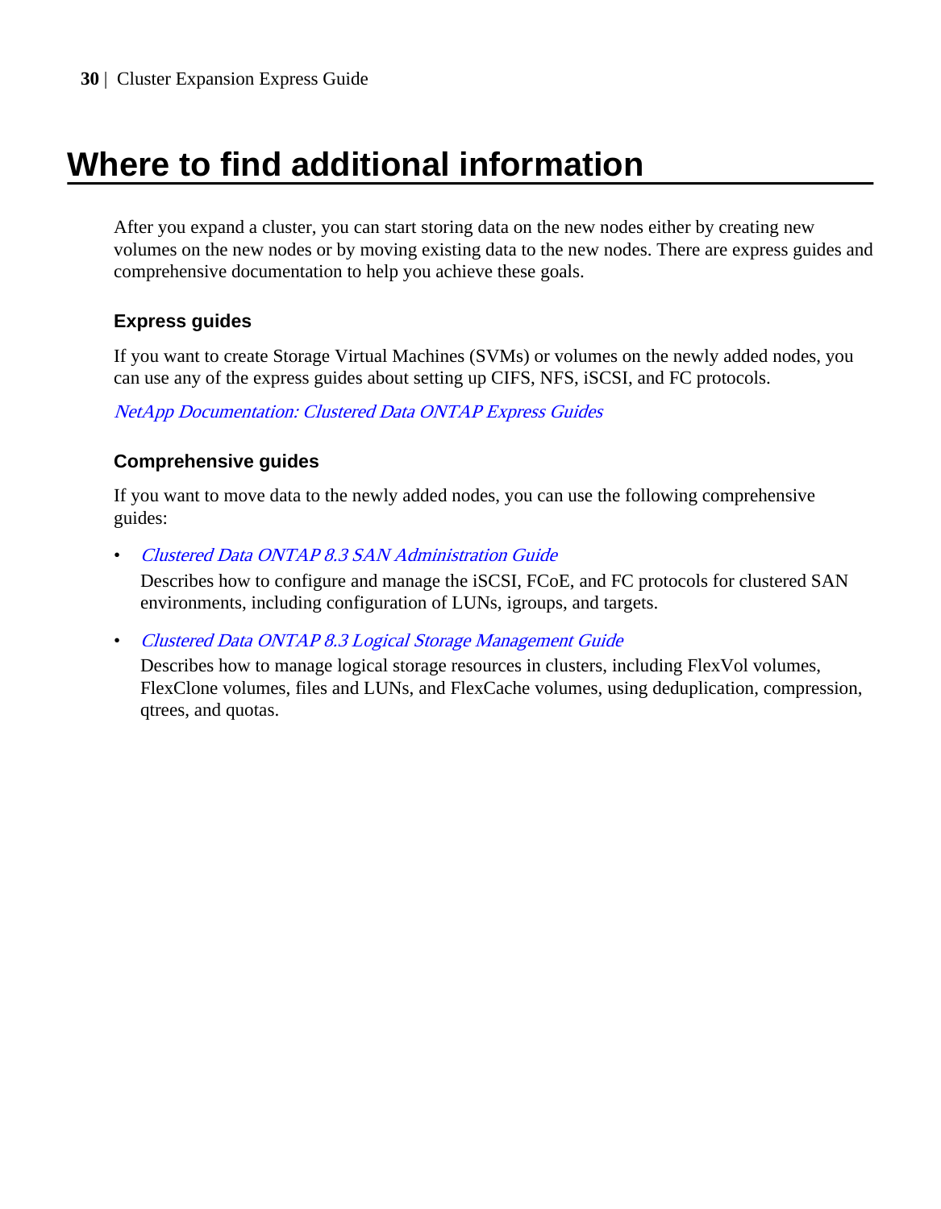# Where to find additional information

After you expand a cluster, you can start storing data on the new nodes either by creating new volumes on the new nodes or by moving existing data to the new nodes. There are express guides and comprehensive documentation to help you achieve these goals.

### Express guides

If you want to create Storage Virtual Machines (SVMs) or volumes on the newly added nodes, you can use any of the express guides about setting up CIFS, NFS, iSCSI, and FC protocols.

*NetApp Documentation: Clustered Data ONTAP Express Guides*

### Comprehensive guides

If you want to move data to the newly added nodes, you can use the following comprehensive guides:

- *Clustered Data ONTAP 8.3 SAN Administration Guide*

  Describes how to configure and manage the iSCSI, FCoE, and FC protocols for clustered SAN environments, including configuration of LUNs, igroups, and targets.

- *Clustered Data ONTAP 8.3 Logical Storage Management Guide*

  Describes how to manage logical storage resources in clusters, including FlexVol volumes, FlexClone volumes, files and LUNs, and FlexCache volumes, using deduplication, compression, qtrees, and quotas.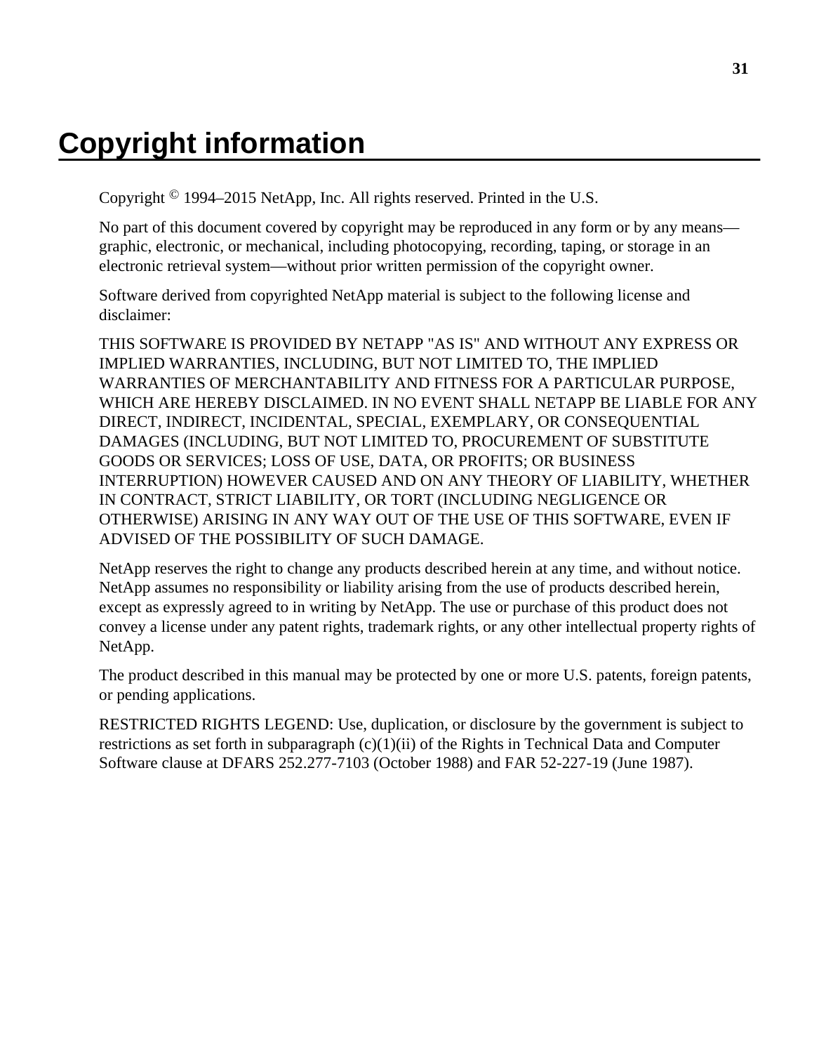# Copyright information

Copyright © 1994–2015 NetApp, Inc. All rights reserved. Printed in the U.S.

No part of this document covered by copyright may be reproduced in any form or by any means—graphic, electronic, or mechanical, including photocopying, recording, taping, or storage in an electronic retrieval system—without prior written permission of the copyright owner.

Software derived from copyrighted NetApp material is subject to the following license and disclaimer:

THIS SOFTWARE IS PROVIDED BY NETAPP "AS IS" AND WITHOUT ANY EXPRESS OR IMPLIED WARRANTIES, INCLUDING, BUT NOT LIMITED TO, THE IMPLIED WARRANTIES OF MERCHANTABILITY AND FITNESS FOR A PARTICULAR PURPOSE, WHICH ARE HEREBY DISCLAIMED. IN NO EVENT SHALL NETAPP BE LIABLE FOR ANY DIRECT, INDIRECT, INCIDENTAL, SPECIAL, EXEMPLARY, OR CONSEQUENTIAL DAMAGES (INCLUDING, BUT NOT LIMITED TO, PROCUREMENT OF SUBSTITUTE GOODS OR SERVICES; LOSS OF USE, DATA, OR PROFITS; OR BUSINESS INTERRUPTION) HOWEVER CAUSED AND ON ANY THEORY OF LIABILITY, WHETHER IN CONTRACT, STRICT LIABILITY, OR TORT (INCLUDING NEGLIGENCE OR OTHERWISE) ARISING IN ANY WAY OUT OF THE USE OF THIS SOFTWARE, EVEN IF ADVISED OF THE POSSIBILITY OF SUCH DAMAGE.

NetApp reserves the right to change any products described herein at any time, and without notice. NetApp assumes no responsibility or liability arising from the use of products described herein, except as expressly agreed to in writing by NetApp. The use or purchase of this product does not convey a license under any patent rights, trademark rights, or any other intellectual property rights of NetApp.

The product described in this manual may be protected by one or more U.S. patents, foreign patents, or pending applications.

RESTRICTED RIGHTS LEGEND: Use, duplication, or disclosure by the government is subject to restrictions as set forth in subparagraph (c)(1)(ii) of the Rights in Technical Data and Computer Software clause at DFARS 252.277-7103 (October 1988) and FAR 52-227-19 (June 1987).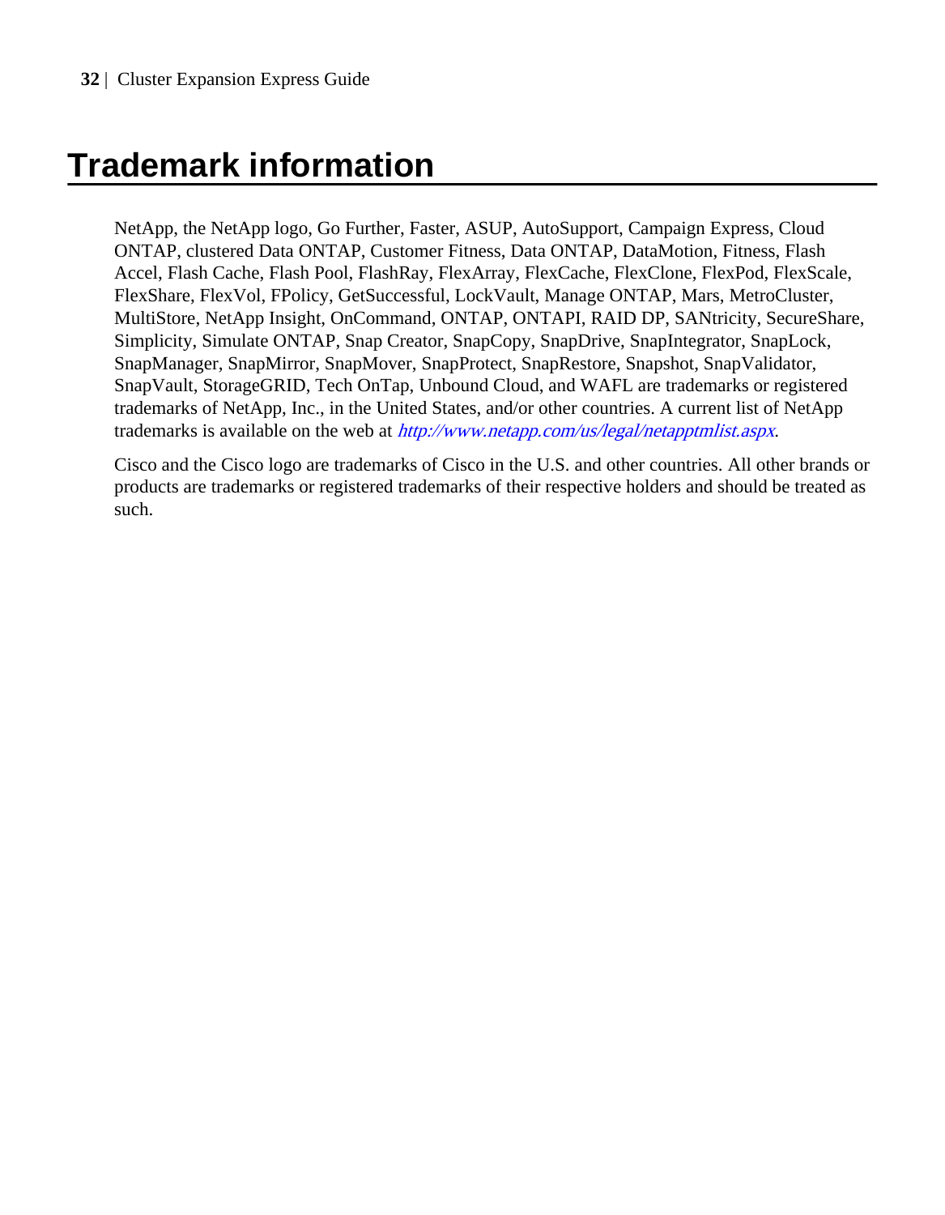# Trademark information

NetApp, the NetApp logo, Go Further, Faster, ASUP, AutoSupport, Campaign Express, Cloud ONTAP, clustered Data ONTAP, Customer Fitness, Data ONTAP, DataMotion, Fitness, Flash Accel, Flash Cache, Flash Pool, FlashRay, FlexArray, FlexCache, FlexClone, FlexPod, FlexScale, FlexShare, FlexVol, FPolicy, GetSuccessful, LockVault, Manage ONTAP, Mars, MetroCluster, MultiStore, NetApp Insight, OnCommand, ONTAP, ONTAPI, RAID DP, SANtricity, SecureShare, Simplicity, Simulate ONTAP, Snap Creator, SnapCopy, SnapDrive, SnapIntegrator, SnapLock, SnapManager, SnapMirror, SnapMover, SnapProtect, SnapRestore, Snapshot, SnapValidator, SnapVault, StorageGRID, Tech OnTap, Unbound Cloud, and WAFL are trademarks or registered trademarks of NetApp, Inc., in the United States, and/or other countries. A current list of NetApp trademarks is available on the web at *http://www.netapp.com/us/legal/netapptmlist.aspx*.

Cisco and the Cisco logo are trademarks of Cisco in the U.S. and other countries. All other brands or products are trademarks or registered trademarks of their respective holders and should be treated as such.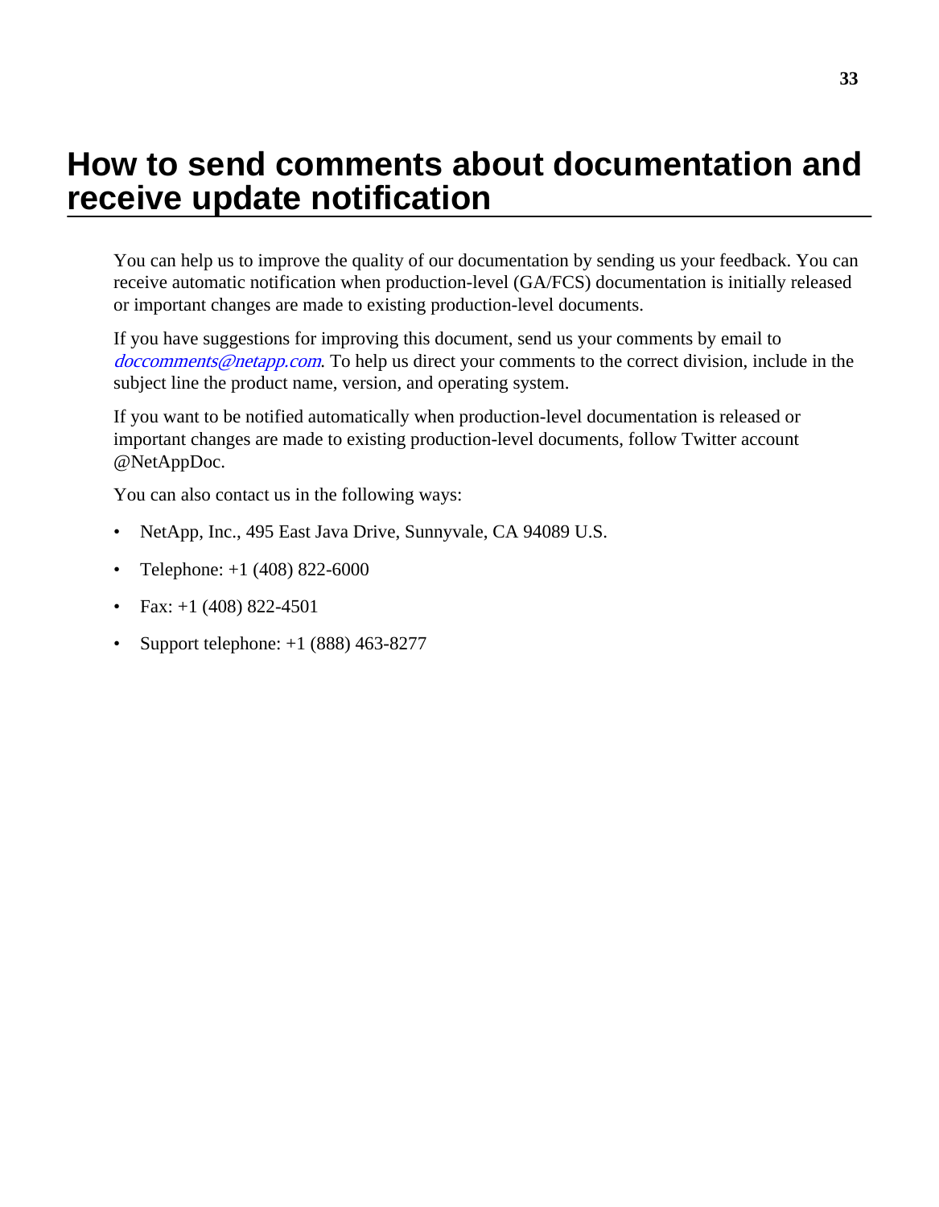# How to send comments about documentation and receive update notification

You can help us to improve the quality of our documentation by sending us your feedback. You can receive automatic notification when production-level (GA/FCS) documentation is initially released or important changes are made to existing production-level documents.

If you have suggestions for improving this document, send us your comments by email to *doccomments@netapp.com*. To help us direct your comments to the correct division, include in the subject line the product name, version, and operating system.

If you want to be notified automatically when production-level documentation is released or important changes are made to existing production-level documents, follow Twitter account @NetAppDoc.

You can also contact us in the following ways:

- NetApp, Inc., 495 East Java Drive, Sunnyvale, CA 94089 U.S.
- Telephone: +1 (408) 822-6000
- Fax: +1 (408) 822-4501
- Support telephone: +1 (888) 463-8277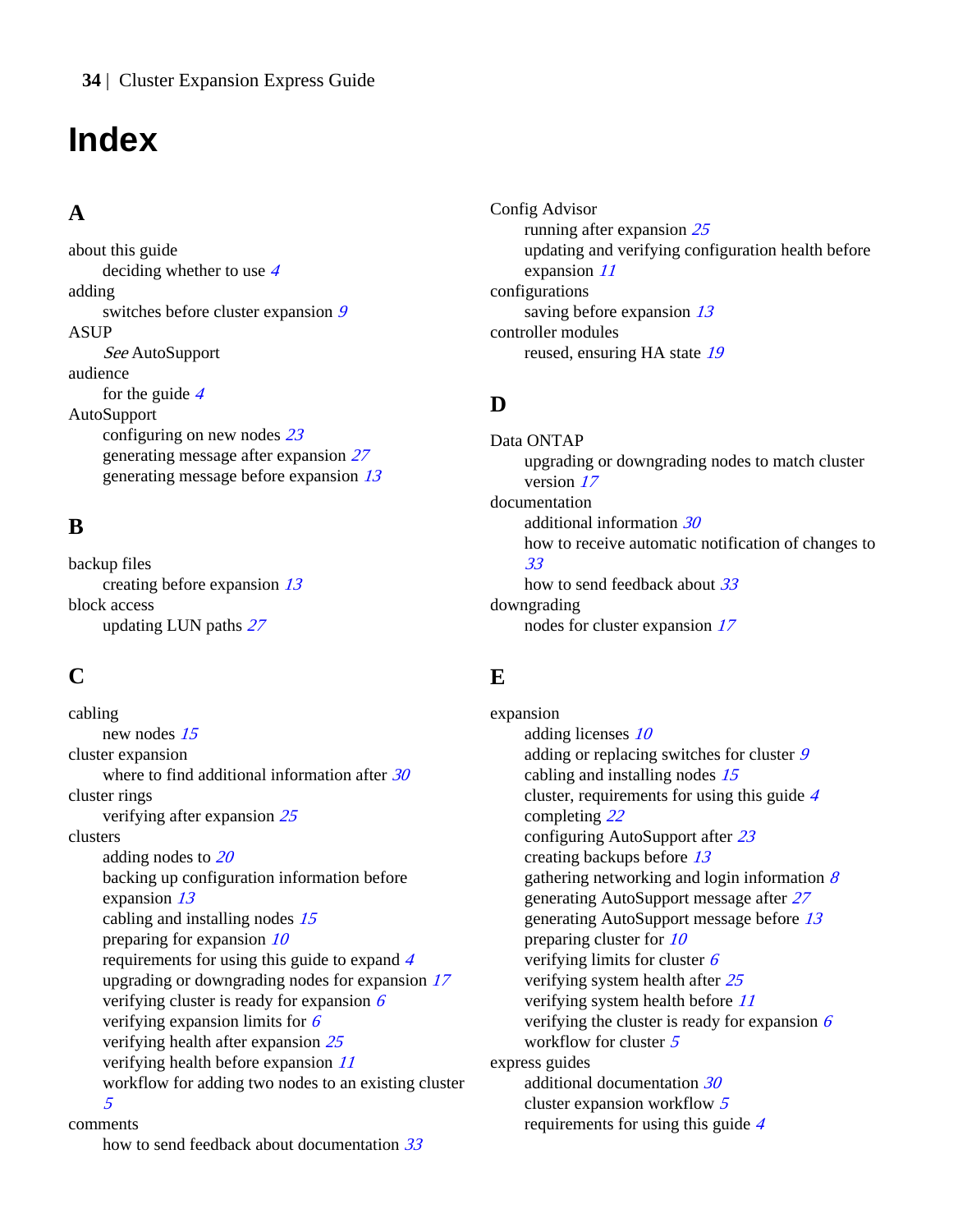# Index

## A

about this guide
- deciding whether to use *4*

adding
- switches before cluster expansion *9*

ASUP
- *See* AutoSupport

audience
- for the guide *4*

AutoSupport
- configuring on new nodes *23*
- generating message after expansion *27*
- generating message before expansion *13*

## B

backup files
- creating before expansion *13*

block access
- updating LUN paths *27*

## C

cabling
- new nodes *15*

cluster expansion
- where to find additional information after *30*

cluster rings
- verifying after expansion *25*

clusters
- adding nodes to *20*
- backing up configuration information before expansion *13*
- cabling and installing nodes *15*
- preparing for expansion *10*
- requirements for using this guide to expand *4*
- upgrading or downgrading nodes for expansion *17*
- verifying cluster is ready for expansion *6*
- verifying expansion limits for *6*
- verifying health after expansion *25*
- verifying health before expansion *11*
- workflow for adding two nodes to an existing cluster *5*

comments
- how to send feedback about documentation *33*

Config Advisor
- running after expansion *25*
- updating and verifying configuration health before expansion *11*

configurations
- saving before expansion *13*

controller modules
- reused, ensuring HA state *19*

## D

Data ONTAP
- upgrading or downgrading nodes to match cluster version *17*

documentation
- additional information *30*
- how to receive automatic notification of changes to *33*
- how to send feedback about *33*

downgrading
- nodes for cluster expansion *17*

## E

expansion
- adding licenses *10*
- adding or replacing switches for cluster *9*
- cabling and installing nodes *15*
- cluster, requirements for using this guide *4*
- completing *22*
- configuring AutoSupport after *23*
- creating backups before *13*
- gathering networking and login information *8*
- generating AutoSupport message after *27*
- generating AutoSupport message before *13*
- preparing cluster for *10*
- verifying limits for cluster *6*
- verifying system health after *25*
- verifying system health before *11*
- verifying the cluster is ready for expansion *6*
- workflow for cluster *5*

express guides
- additional documentation *30*
- cluster expansion workflow *5*
- requirements for using this guide *4*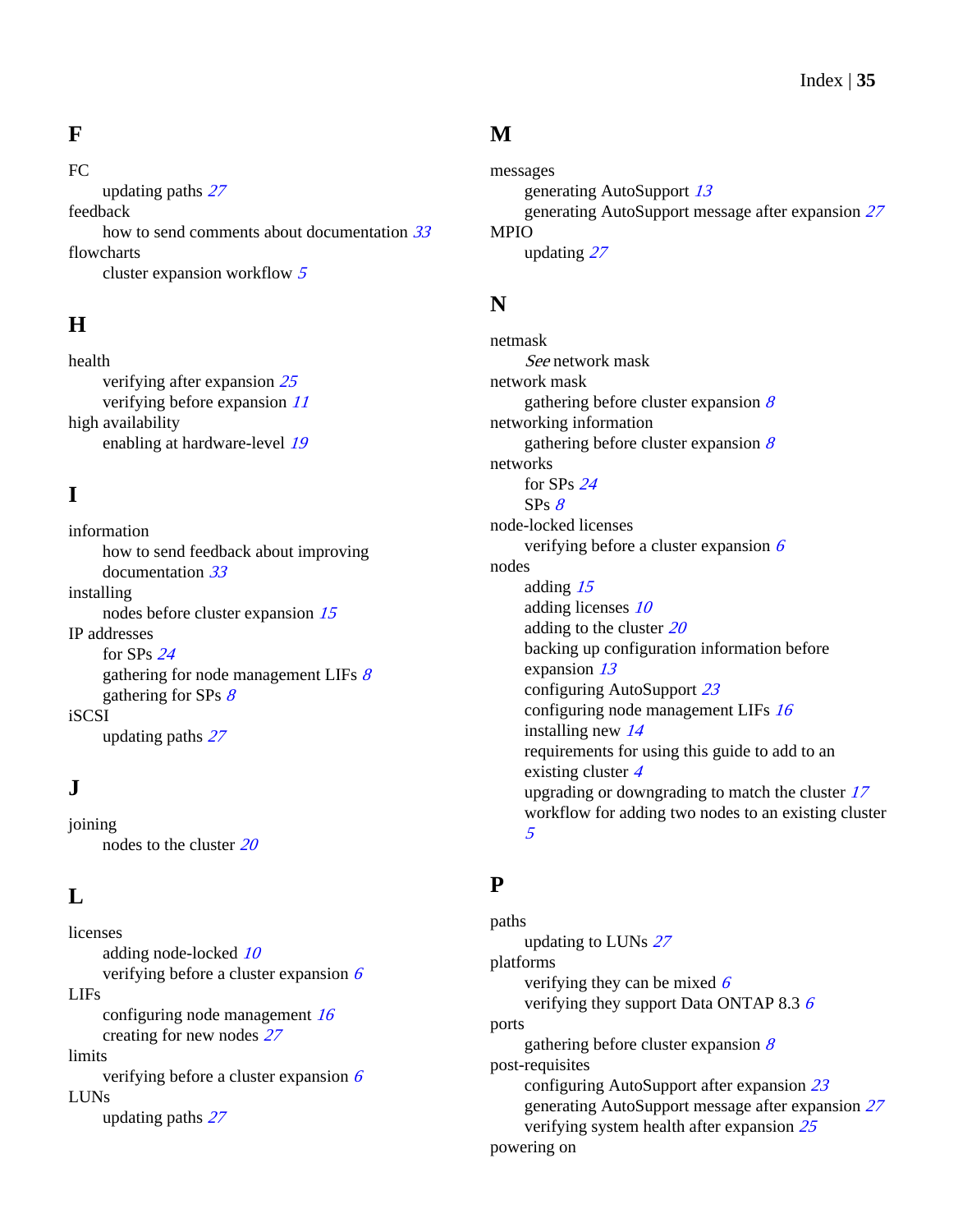## F

FC
- updating paths *27*

feedback
- how to send comments about documentation *33*

flowcharts
- cluster expansion workflow *5*

## H

health
- verifying after expansion *25*
- verifying before expansion *11*

high availability
- enabling at hardware-level *19*

## I

information
- how to send feedback about improving documentation *33*

installing
- nodes before cluster expansion *15*

IP addresses
- for SPs *24*
- gathering for node management LIFs *8*
- gathering for SPs *8*

iSCSI
- updating paths *27*

## J

joining
- nodes to the cluster *20*

## L

licenses
- adding node-locked *10*
- verifying before a cluster expansion *6*

LIFs
- configuring node management *16*
- creating for new nodes *27*

limits
- verifying before a cluster expansion *6*

LUNs
- updating paths *27*

## M

messages
- generating AutoSupport *13*
- generating AutoSupport message after expansion *27*

MPIO
- updating *27*

## N

netmask
- *See* network mask

network mask
- gathering before cluster expansion *8*

networking information
- gathering before cluster expansion *8*

networks
- for SPs *24*
- SPs *8*

node-locked licenses
- verifying before a cluster expansion *6*

nodes
- adding *15*
- adding licenses *10*
- adding to the cluster *20*
- backing up configuration information before expansion *13*
- configuring AutoSupport *23*
- configuring node management LIFs *16*
- installing new *14*
- requirements for using this guide to add to an existing cluster *4*
- upgrading or downgrading to match the cluster *17*
- workflow for adding two nodes to an existing cluster *5*

## P

paths
- updating to LUNs *27*

platforms
- verifying they can be mixed *6*
- verifying they support Data ONTAP 8.3 *6*

ports
- gathering before cluster expansion *8*

post-requisites
- configuring AutoSupport after expansion *23*
- generating AutoSupport message after expansion *27*
- verifying system health after expansion *25*

powering on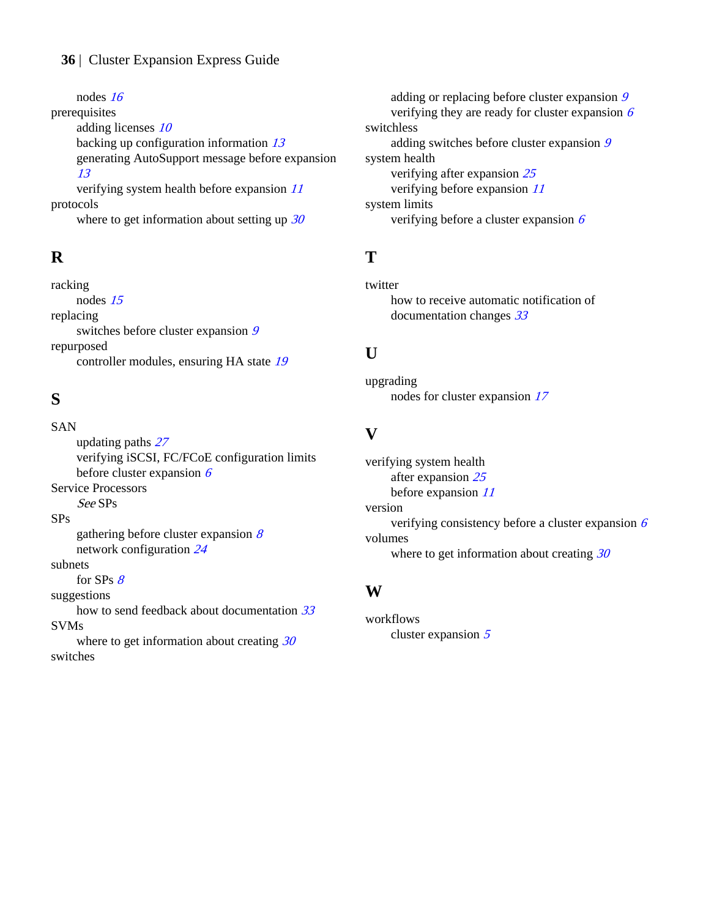nodes 16

prerequisites

adding licenses 10

backing up configuration information 13

generating AutoSupport message before expansion 13

verifying system health before expansion 11

protocols

where to get information about setting up 30

## R

racking

nodes 15

replacing

switches before cluster expansion 9

repurposed

controller modules, ensuring HA state 19

## S

SAN

updating paths 27

verifying iSCSI, FC/FCoE configuration limits before cluster expansion 6

Service Processors

*See* SPs

SPs

gathering before cluster expansion 8

network configuration 24

subnets

for SPs 8

suggestions

how to send feedback about documentation 33

SVMs

where to get information about creating 30

switches

adding or replacing before cluster expansion 9

verifying they are ready for cluster expansion 6

switchless

adding switches before cluster expansion 9

system health

verifying after expansion 25

verifying before expansion 11

system limits

verifying before a cluster expansion 6

## T

twitter

how to receive automatic notification of documentation changes 33

## U

upgrading

nodes for cluster expansion 17

## V

verifying system health

after expansion 25

before expansion 11

version

verifying consistency before a cluster expansion 6

volumes

where to get information about creating 30

## W

workflows

cluster expansion 5